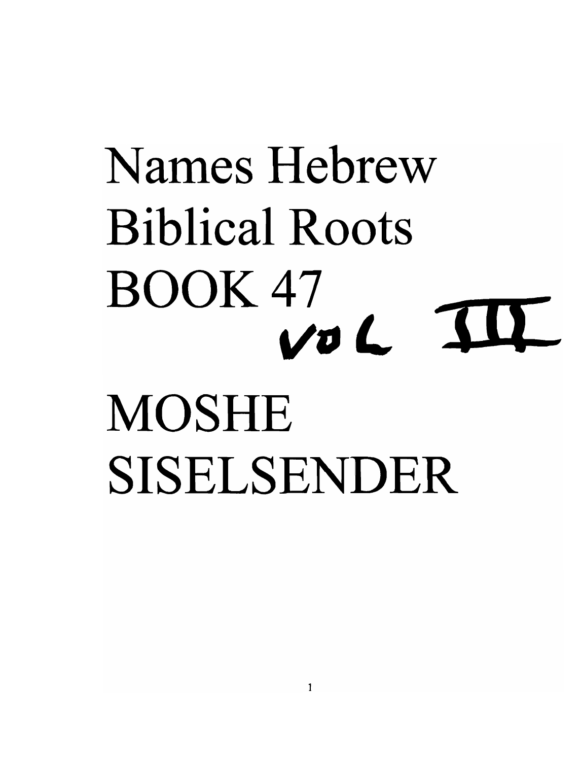# Names Hebrew Biblical Roots BOOK 47

VOL III

# MOSHE SISELSENDER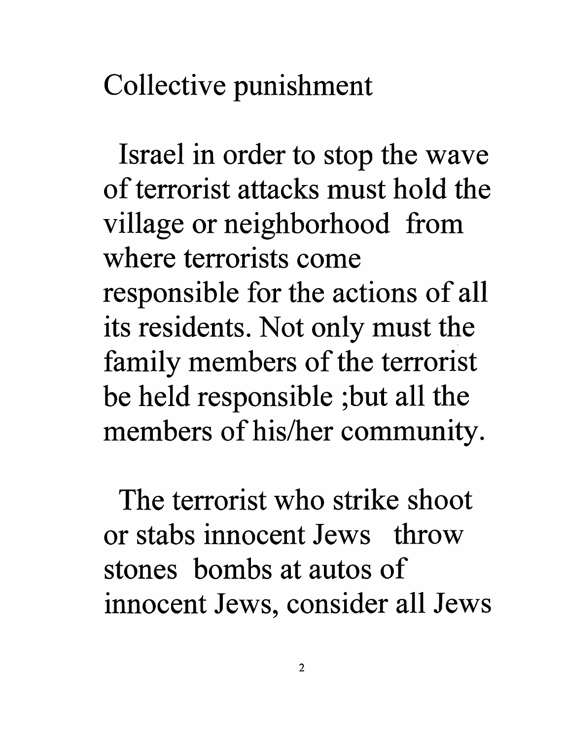# Collective punishment

Israel in order to stop the wave of terrorist attacks must hold the village or neighborhood from where terrorists come responsible for the actions of all its residents. Not only must the family members of the terrorist be held responsible ;but all the members of his/her community.

The terrorist who strike shoot or stabs innocent Jews throw stones bombs at autos of innocent Jews, consider all Jews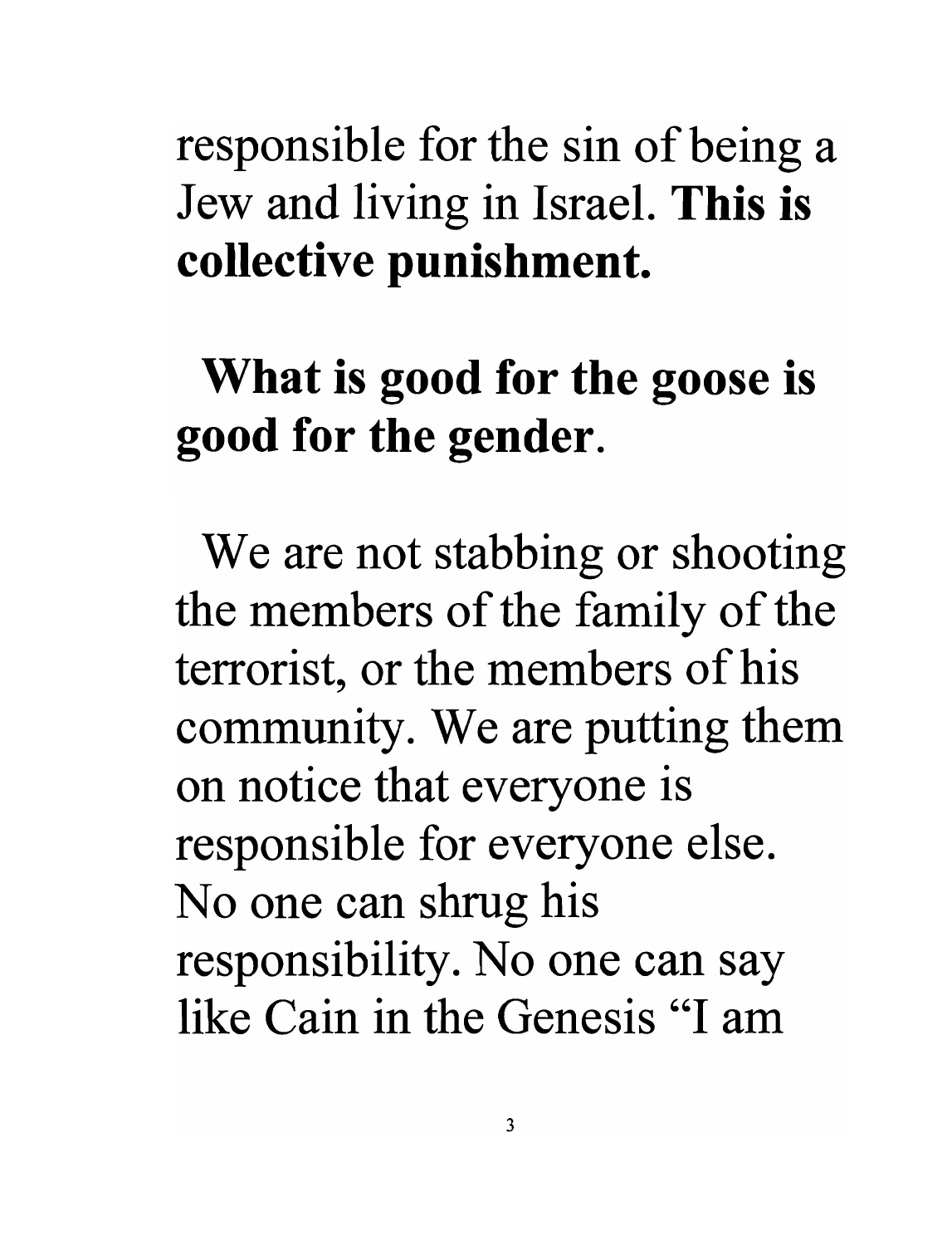responsible for the sin of being a Jew and living in Israel. **This is collective punishment.**

**What is good for the goose is good for the gender**.

We are not stabbing or shooting the members of the family of the terrorist, or the members of his community. We are putting them on notice that everyone is responsible for everyone else. No one can shrug his responsibility. No one can say like Cain in the Genesis "I am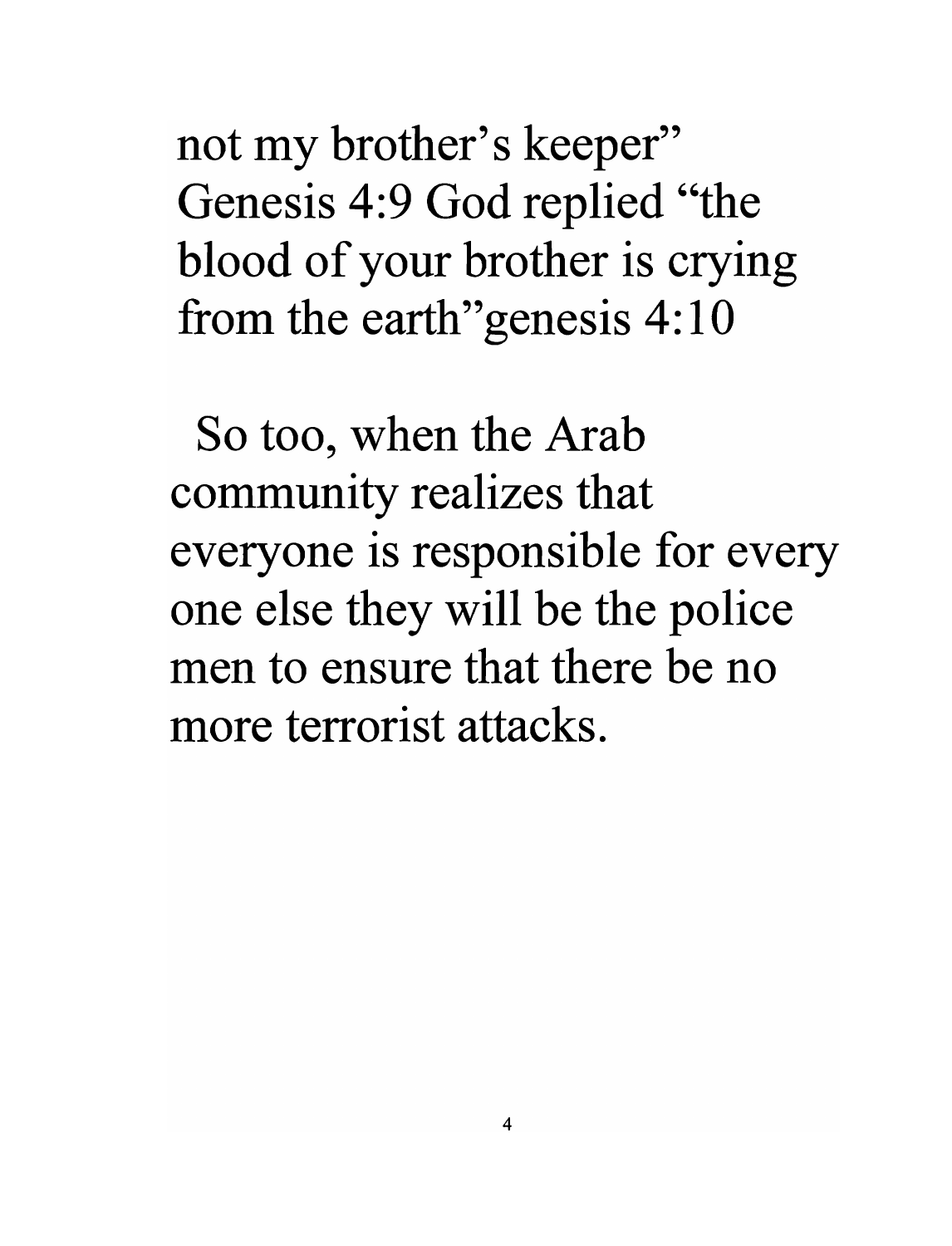not my brother's keeper" Genesis 4:9 God replied "the blood of your brother is crying from the earth"genesis 4:10

So too, when the Arab community realizes that everyone is responsible for every one else they will be the police men to ensure that there be no more terrorist attacks.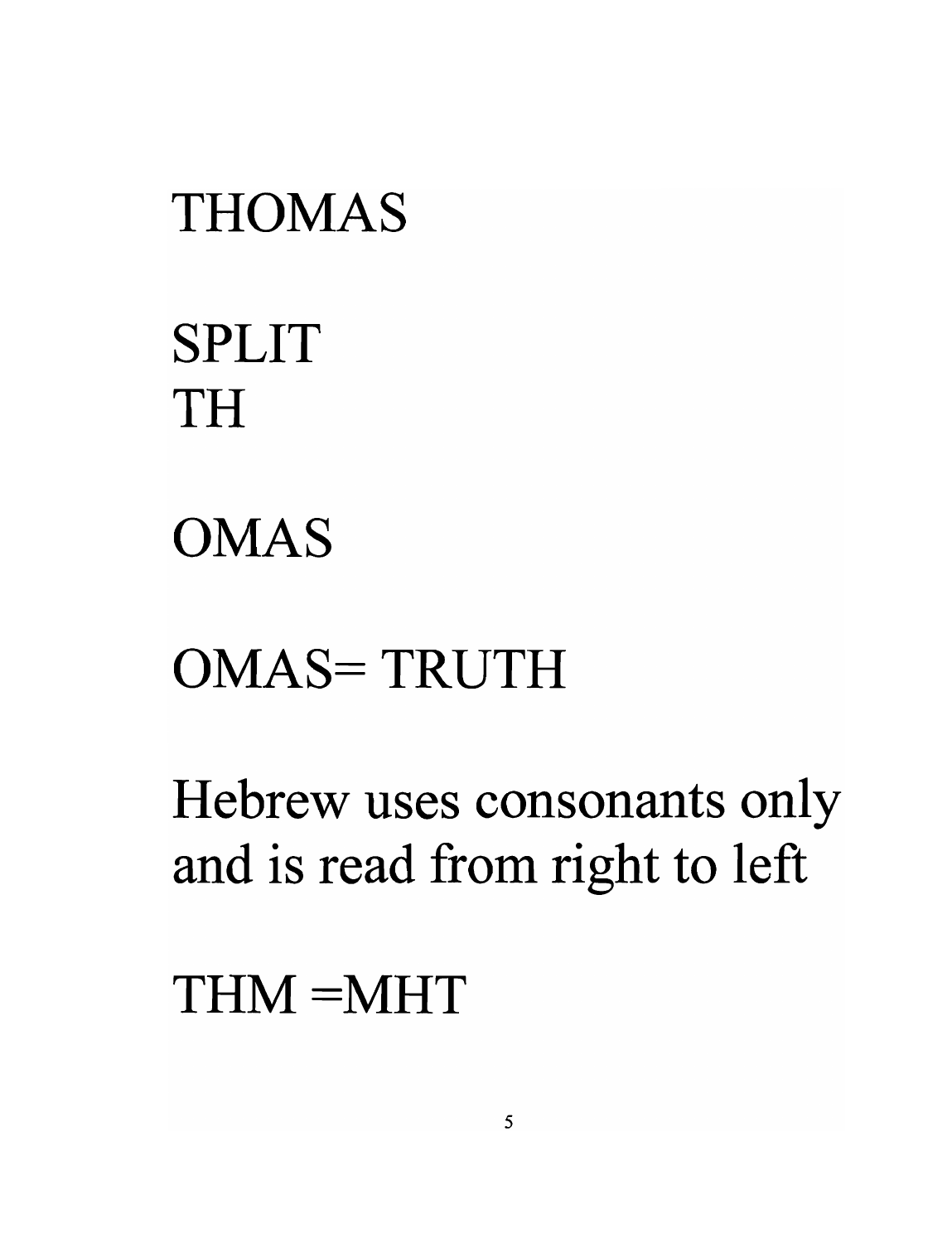THOMAS

SPLIT
TH

OMAS

OMAS= TRUTH

Hebrew uses consonants only and is read from right to left

THM =MHT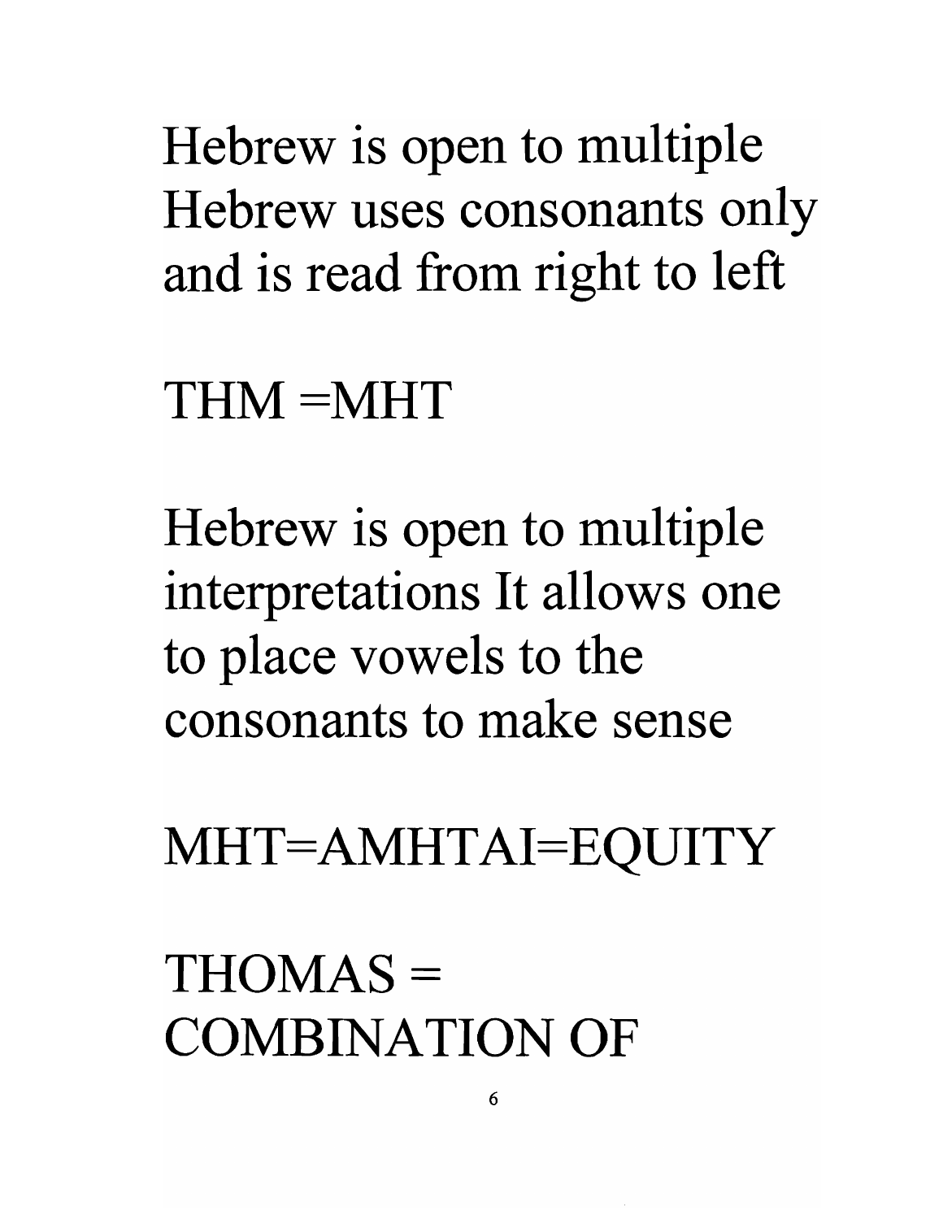Hebrew is open to multiple
Hebrew uses consonants only and is read from right to left

THM =MHT

Hebrew is open to multiple interpretations It allows one to place vowels to the consonants to make sense

MHT=AMHTAI=EQUITY

THOMAS = COMBINATION OF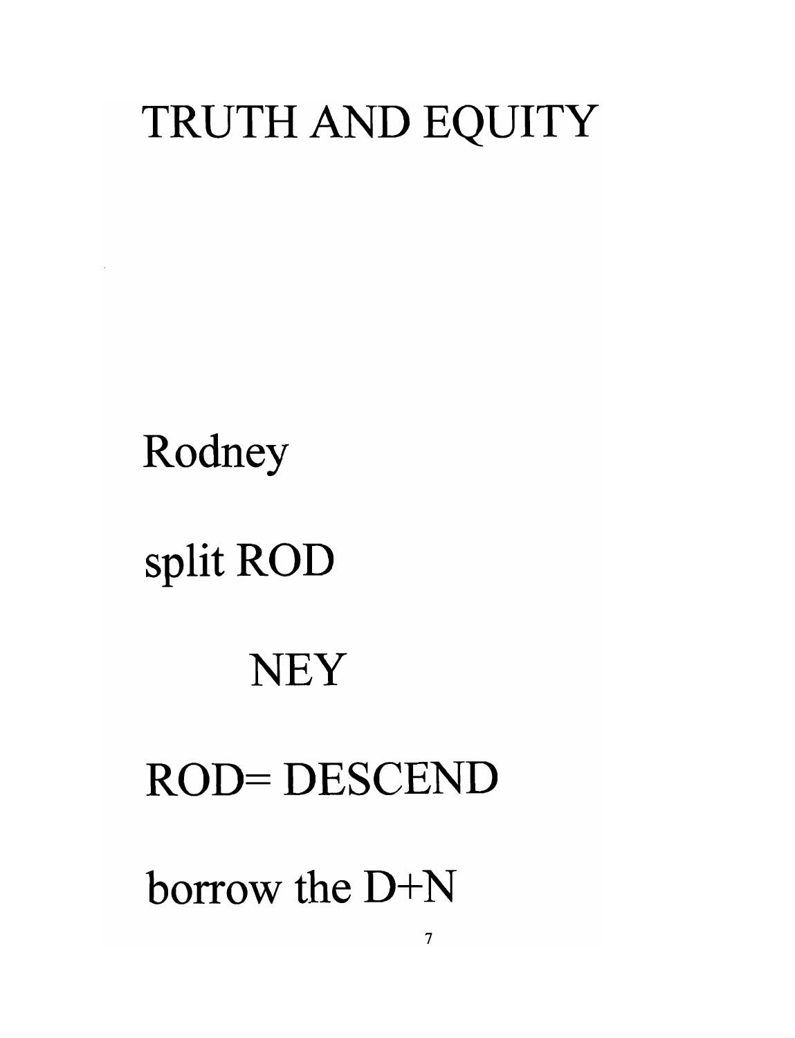# TRUTH AND EQUITY

Rodney

split ROD

NEY

ROD= DESCEND

borrow the D+N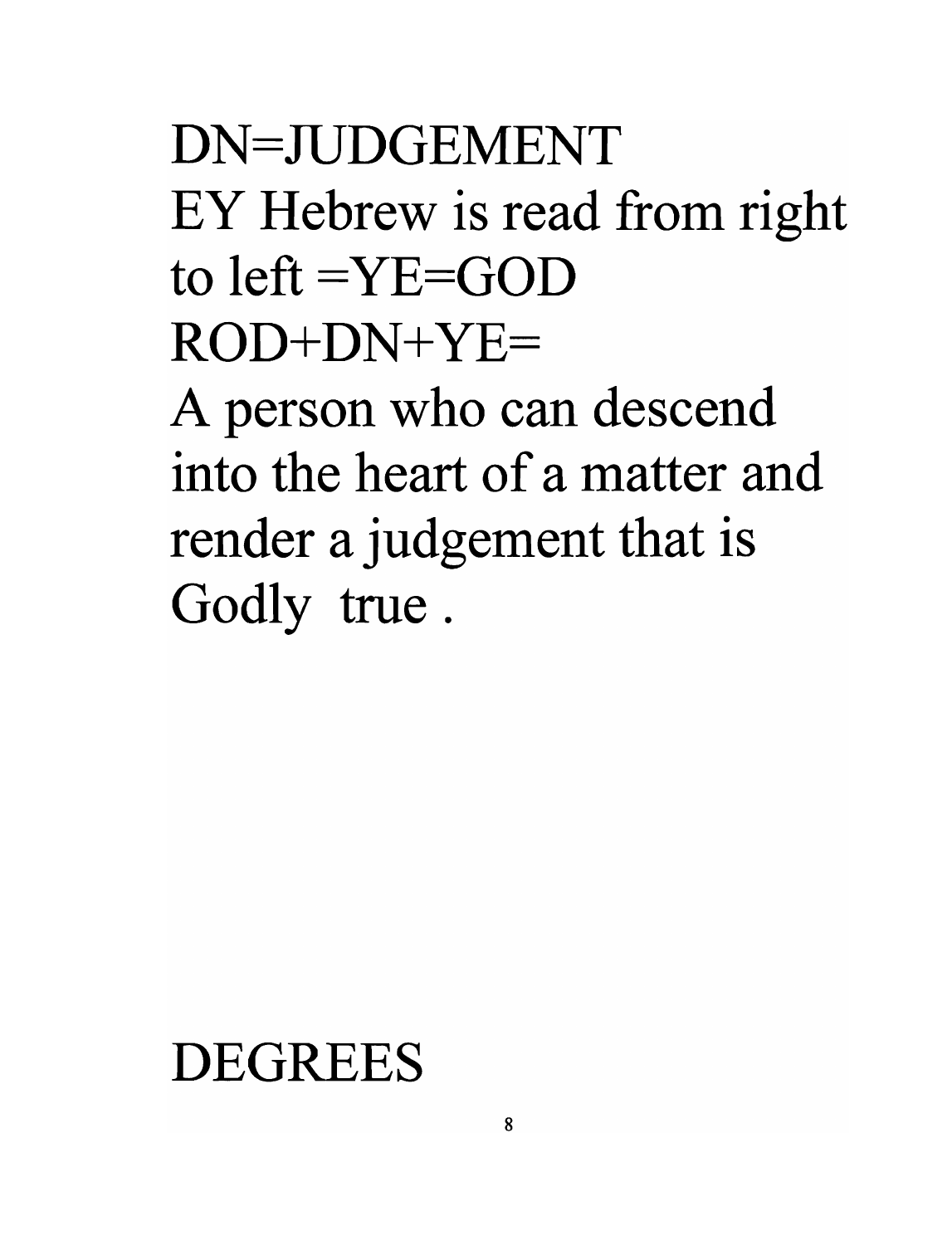DN=JUDGEMENT
EY Hebrew is read from right to left =YE=GOD
ROD+DN+YE=
A person who can descend into the heart of a matter and render a judgement that is Godly true .

DEGREES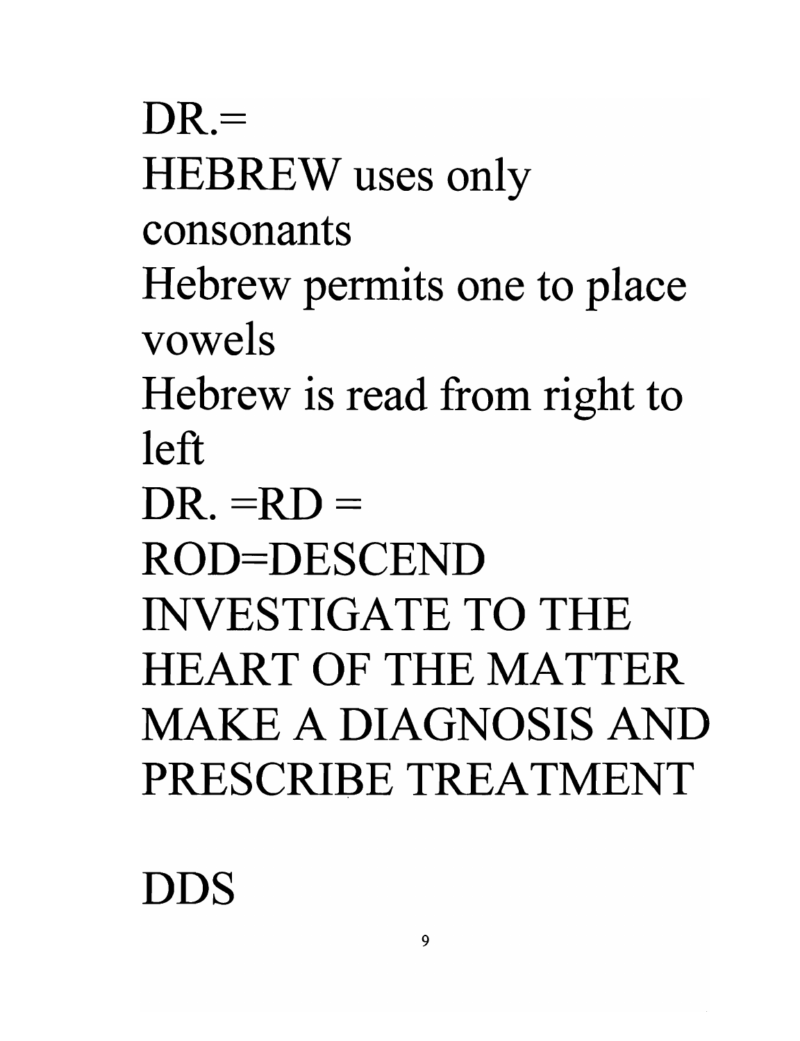DR.=

HEBREW uses only consonants

Hebrew permits one to place vowels

Hebrew is read from right to left

DR. =RD =

ROD=DESCEND

INVESTIGATE TO THE HEART OF THE MATTER

MAKE A DIAGNOSIS AND PRESCRIBE TREATMENT

DDS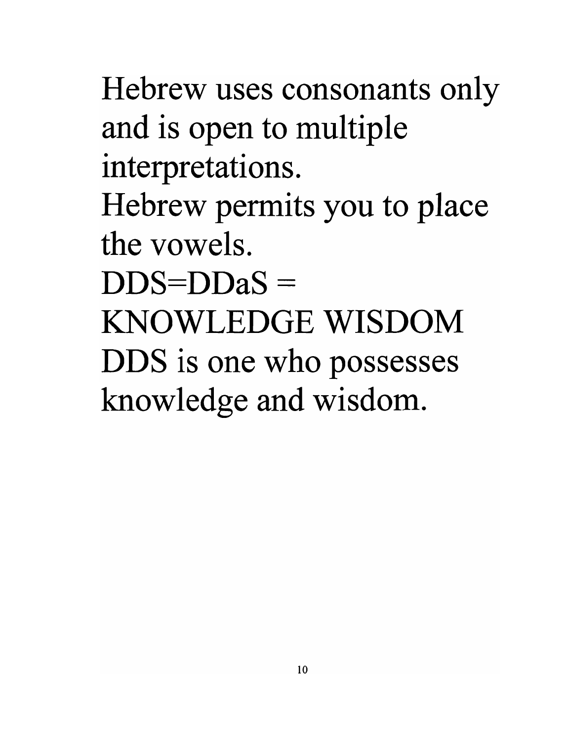Hebrew uses consonants only and is open to multiple interpretations.

Hebrew permits you to place the vowels.

DDS=DDaS =

KNOWLEDGE WISDOM

DDS is one who possesses knowledge and wisdom.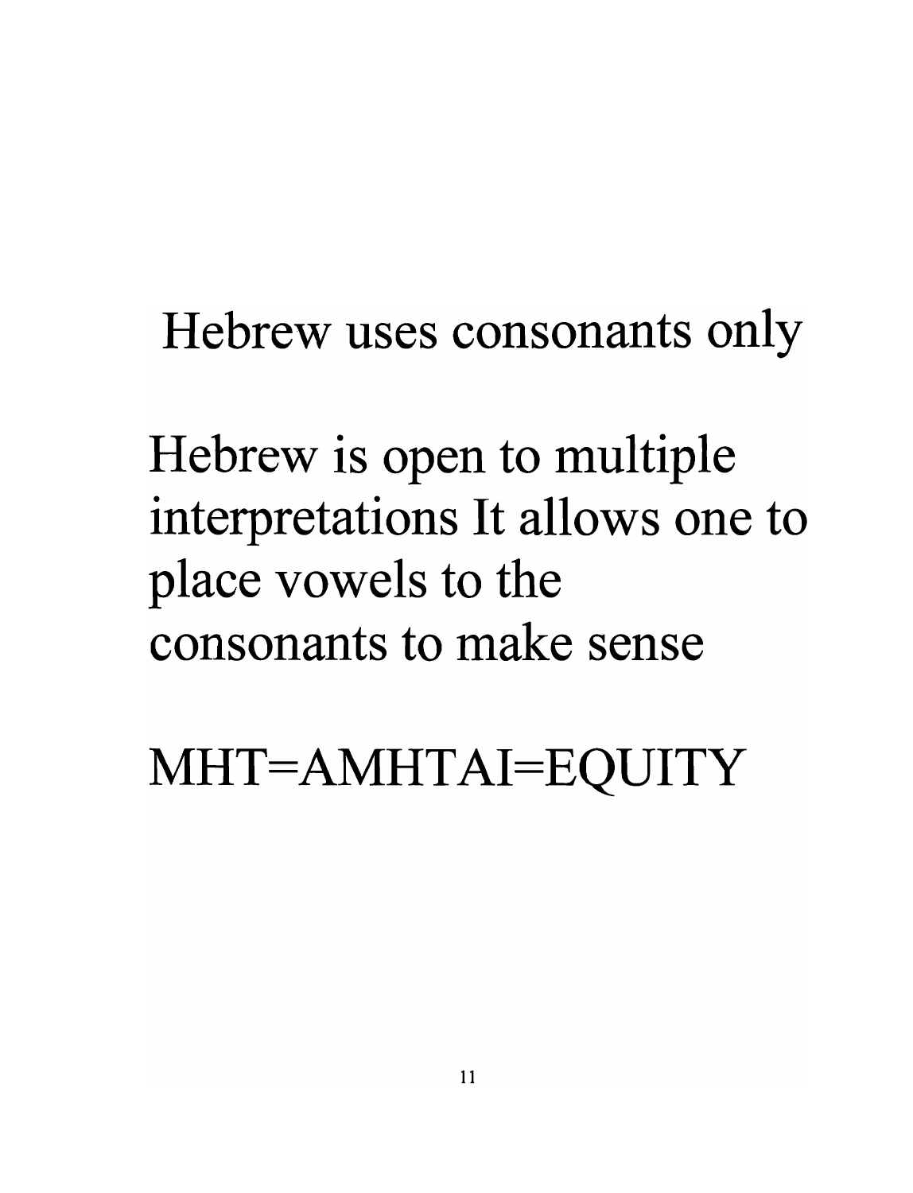Hebrew uses consonants only

Hebrew is open to multiple interpretations It allows one to place vowels to the consonants to make sense

MHT=AMHTAI=EQUITY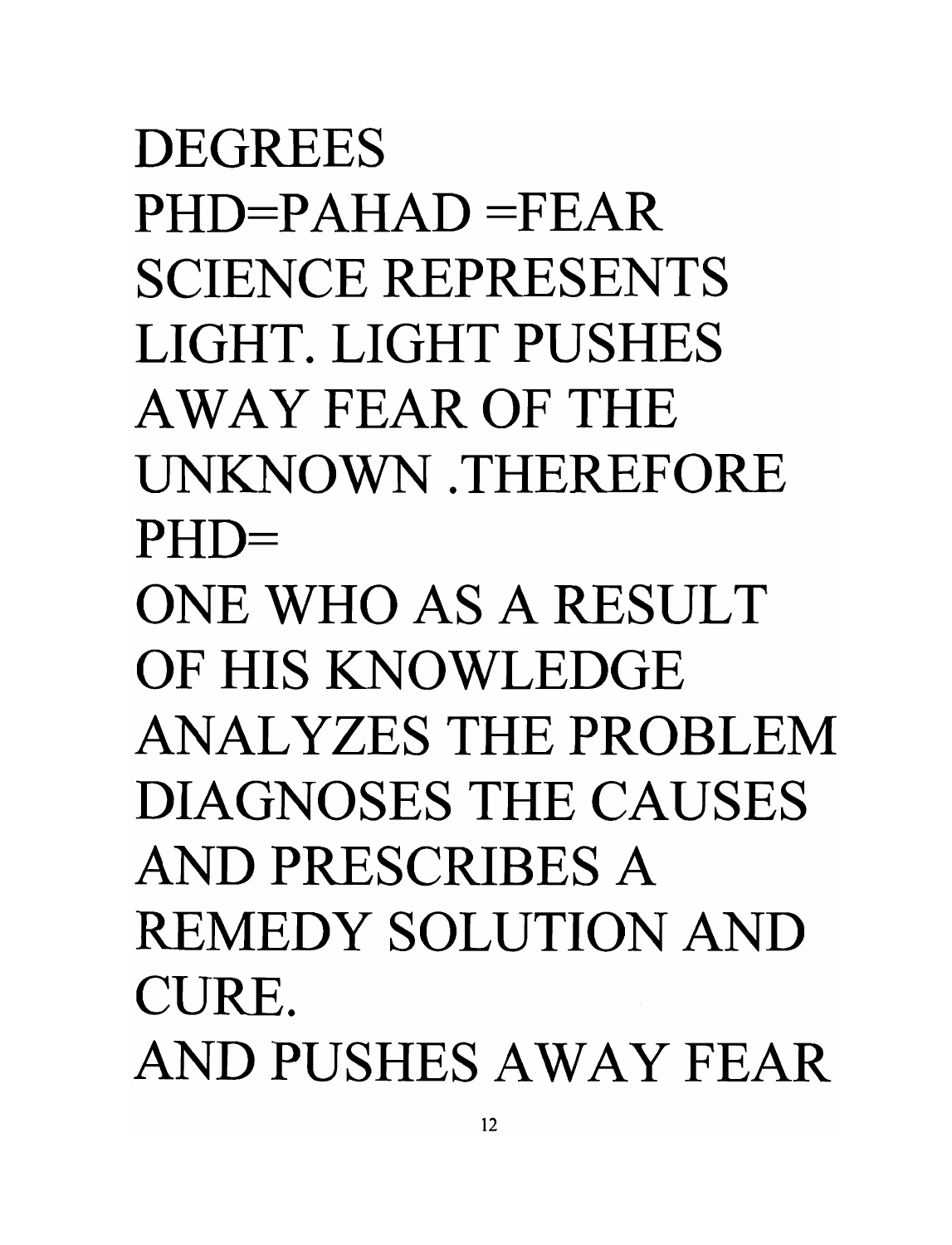DEGREES

PHD=PAHAD =FEAR

SCIENCE REPRESENTS LIGHT. LIGHT PUSHES AWAY FEAR OF THE UNKNOWN .THEREFORE PHD=

ONE WHO AS A RESULT OF HIS KNOWLEDGE ANALYZES THE PROBLEM DIAGNOSES THE CAUSES AND PRESCRIBES A REMEDY SOLUTION AND CURE.

AND PUSHES AWAY FEAR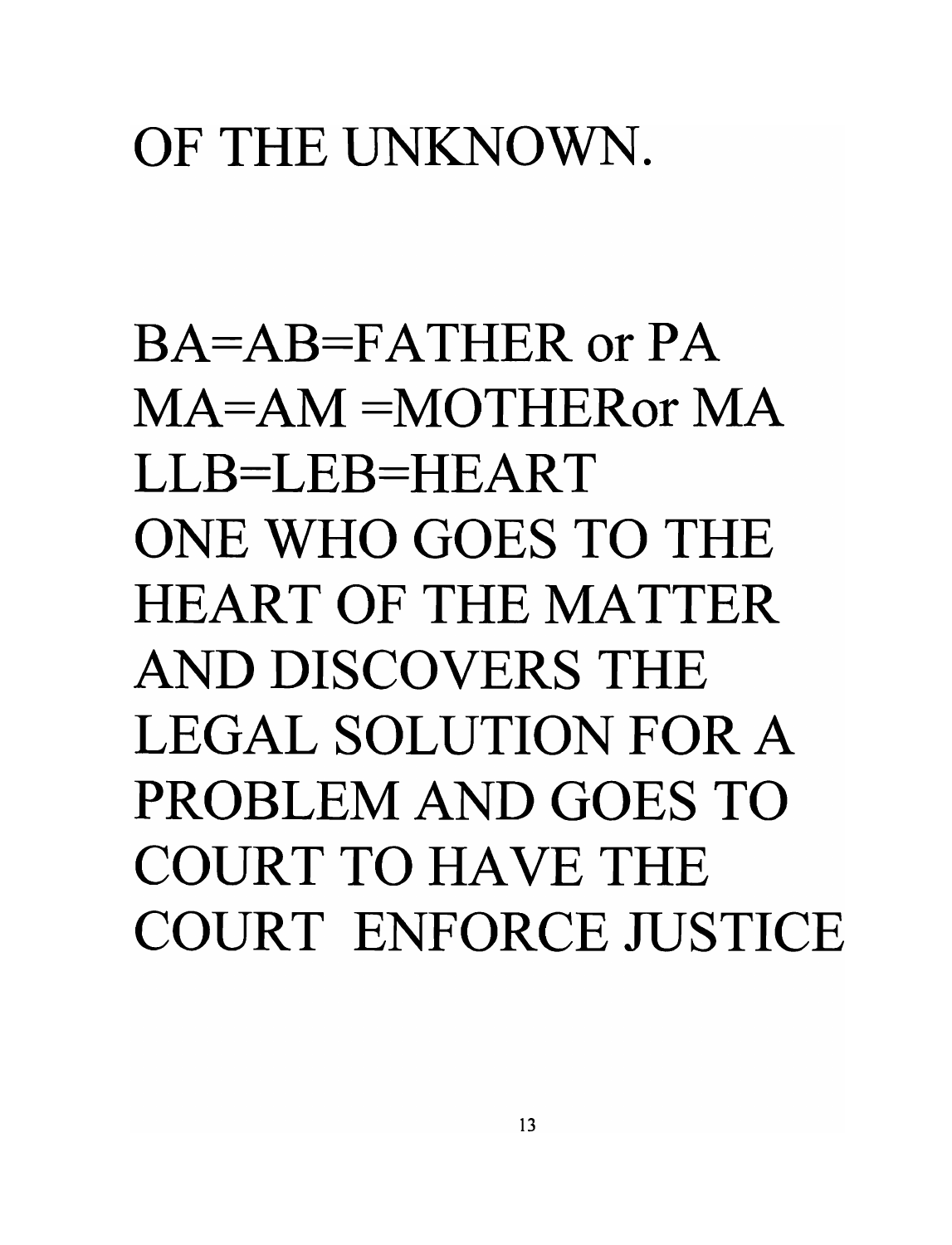OF THE UNKNOWN.

BA=AB=FATHER or PA
MA=AM =MOTHERor MA
LLB=LEB=HEART
ONE WHO GOES TO THE HEART OF THE MATTER AND DISCOVERS THE LEGAL SOLUTION FOR A PROBLEM AND GOES TO COURT TO HAVE THE COURT ENFORCE JUSTICE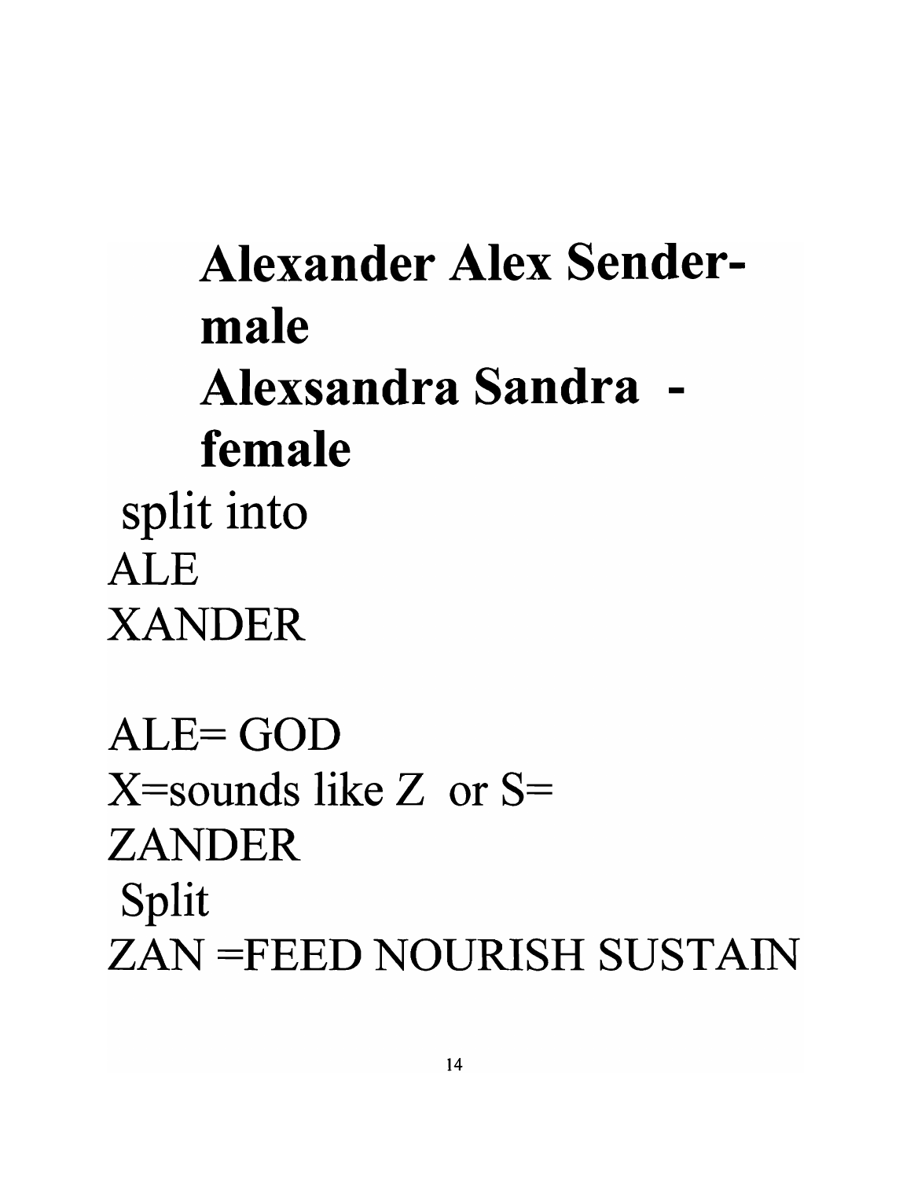**Alexander Alex Sender-male**

**Alexsandra Sandra - female**

split into

ALE

XANDER

ALE= GOD

X=sounds like Z or S=

ZANDER

Split

ZAN =FEED NOURISH SUSTAIN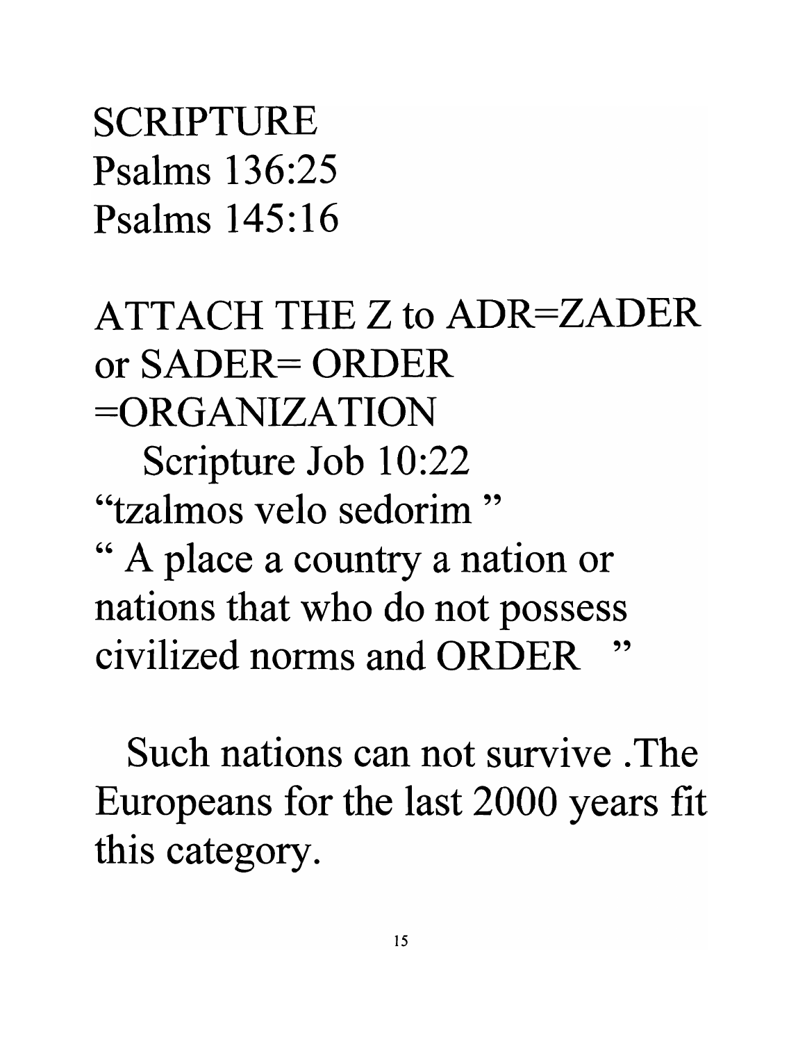SCRIPTURE
Psalms 136:25
Psalms 145:16

ATTACH THE Z to ADR=ZADER or SADER= ORDER =ORGANIZATION

Scripture Job 10:22
"tzalmos velo sedorim "
" A place a country a nation or nations that who do not possess civilized norms and ORDER "

Such nations can not survive .The Europeans for the last 2000 years fit this category.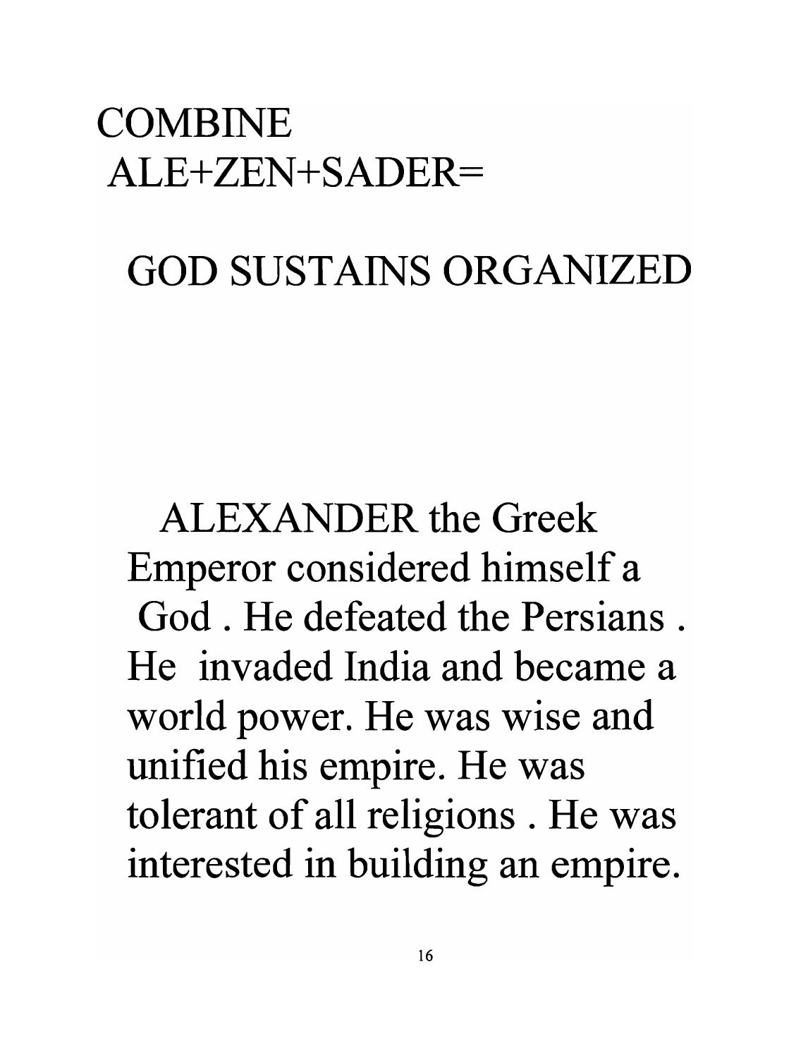COMBINE
ALE+ZEN+SADER=

GOD SUSTAINS ORGANIZED

ALEXANDER the Greek Emperor considered himself a God . He defeated the Persians . He invaded India and became a world power. He was wise and unified his empire. He was tolerant of all religions . He was interested in building an empire.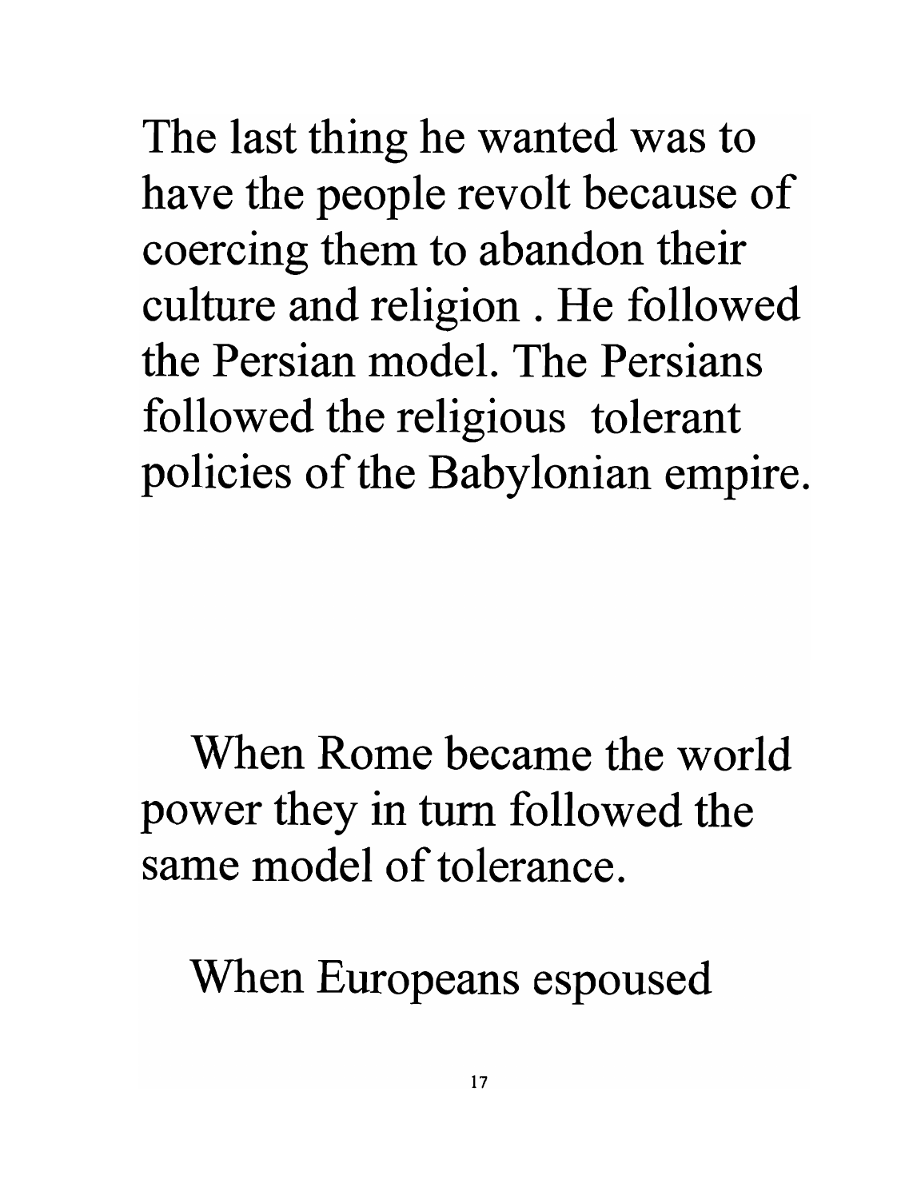The last thing he wanted was to have the people revolt because of coercing them to abandon their culture and religion . He followed the Persian model. The Persians followed the religious tolerant policies of the Babylonian empire.

When Rome became the world power they in turn followed the same model of tolerance.

When Europeans espoused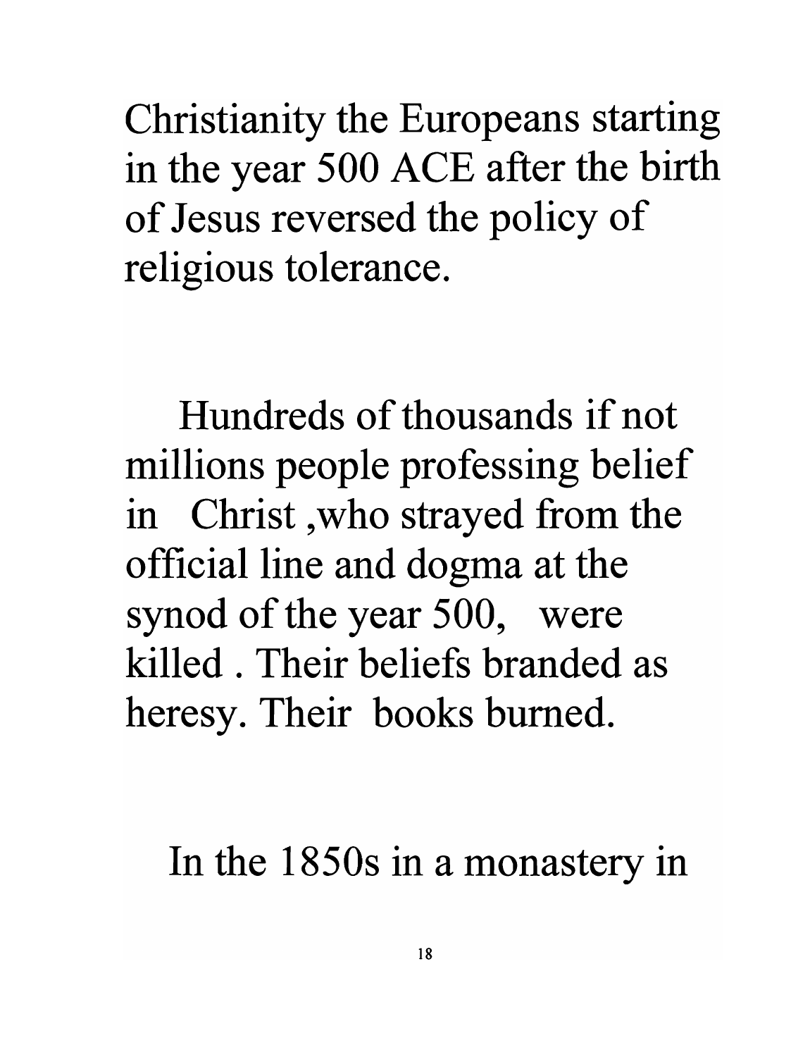Christianity the Europeans starting in the year 500 ACE after the birth of Jesus reversed the policy of religious tolerance.

Hundreds of thousands if not millions people professing belief in Christ ,who strayed from the official line and dogma at the synod of the year 500, were killed . Their beliefs branded as heresy. Their books burned.

In the 1850s in a monastery in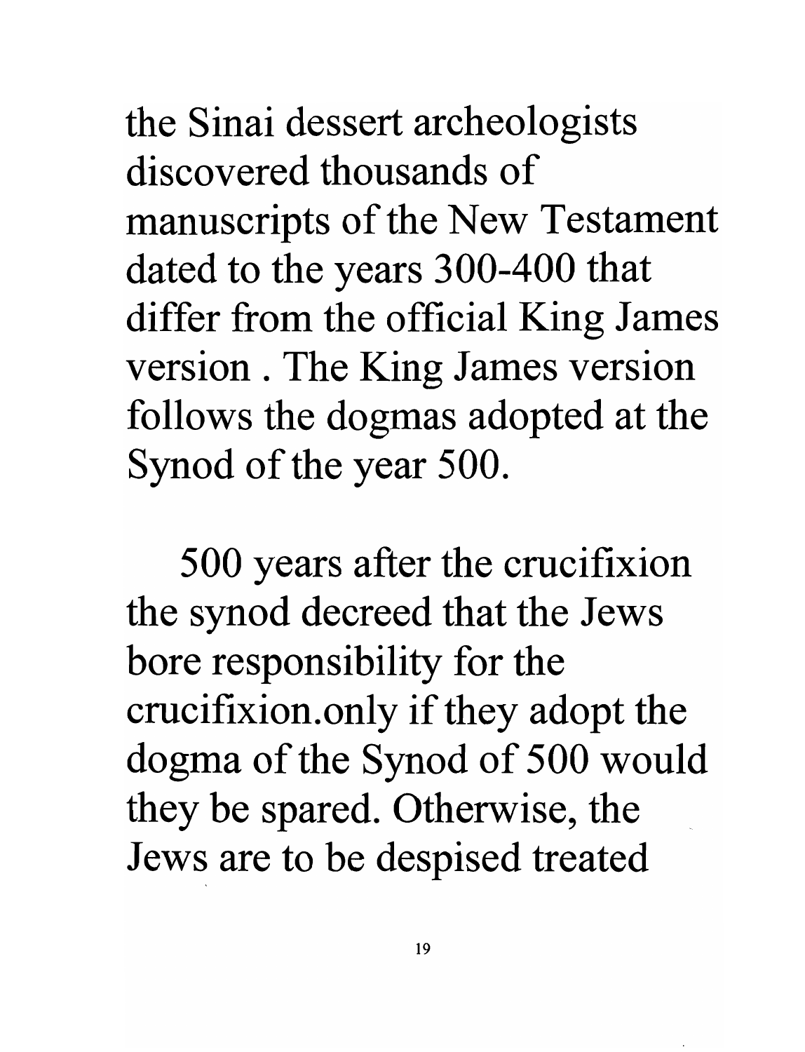the Sinai dessert archeologists discovered thousands of manuscripts of the New Testament dated to the years 300-400 that differ from the official King James version . The King James version follows the dogmas adopted at the Synod of the year 500.

500 years after the crucifixion the synod decreed that the Jews bore responsibility for the crucifixion.only if they adopt the dogma of the Synod of 500 would they be spared. Otherwise, the Jews are to be despised treated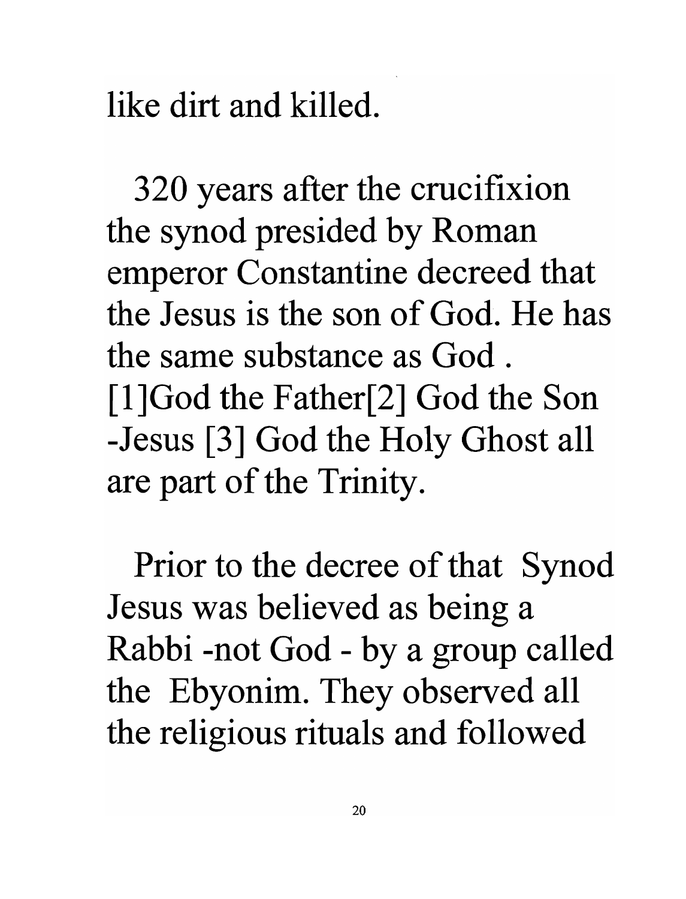like dirt and killed.

320 years after the crucifixion the synod presided by Roman emperor Constantine decreed that the Jesus is the son of God. He has the same substance as God . [1]God the Father[2] God the Son -Jesus [3] God the Holy Ghost all are part of the Trinity.

Prior to the decree of that Synod Jesus was believed as being a Rabbi -not God - by a group called the Ebyonim. They observed all the religious rituals and followed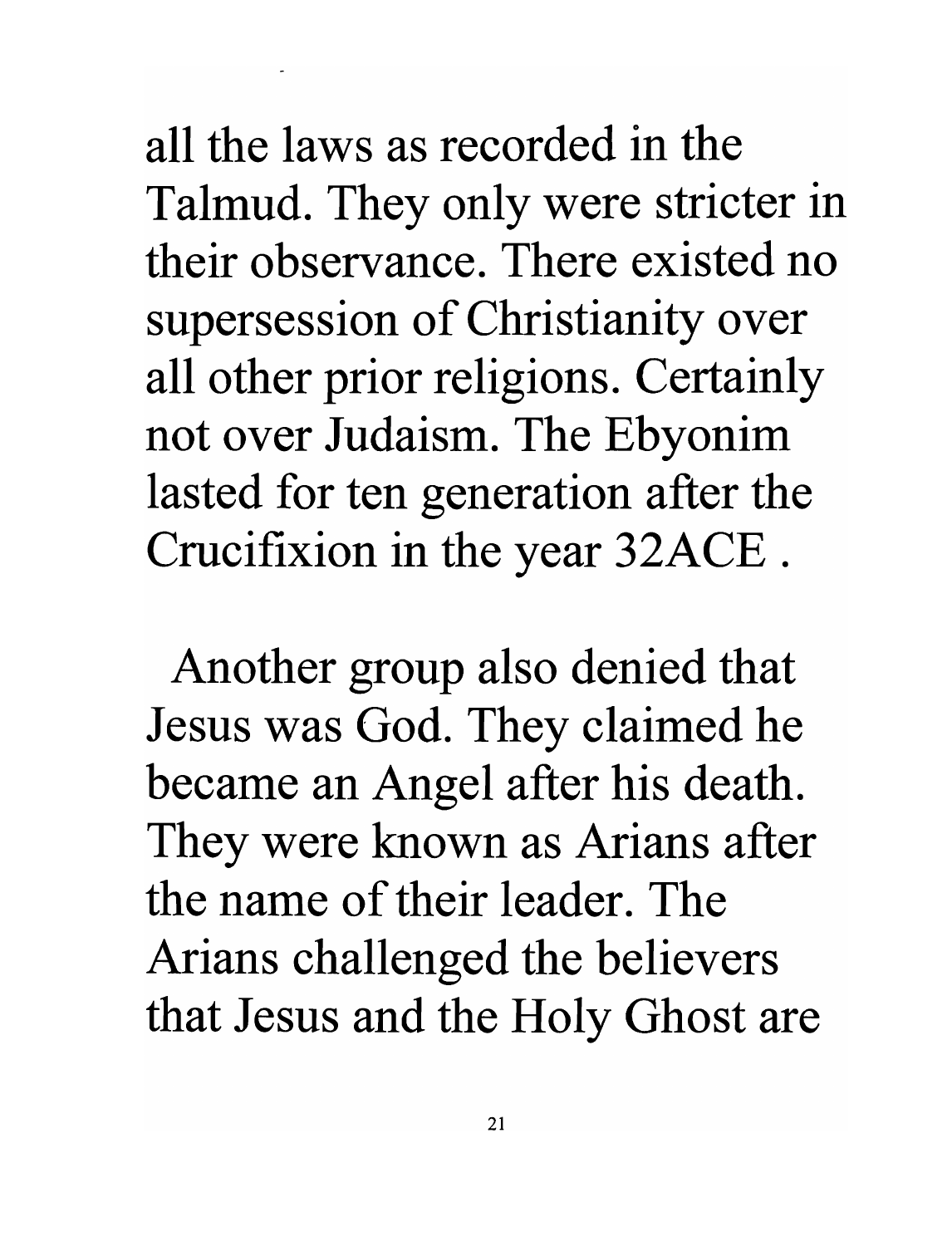all the laws as recorded in the Talmud. They only were stricter in their observance. There existed no supersession of Christianity over all other prior religions. Certainly not over Judaism. The Ebyonim lasted for ten generation after the Crucifixion in the year 32ACE .

Another group also denied that Jesus was God. They claimed he became an Angel after his death. They were known as Arians after the name of their leader. The Arians challenged the believers that Jesus and the Holy Ghost are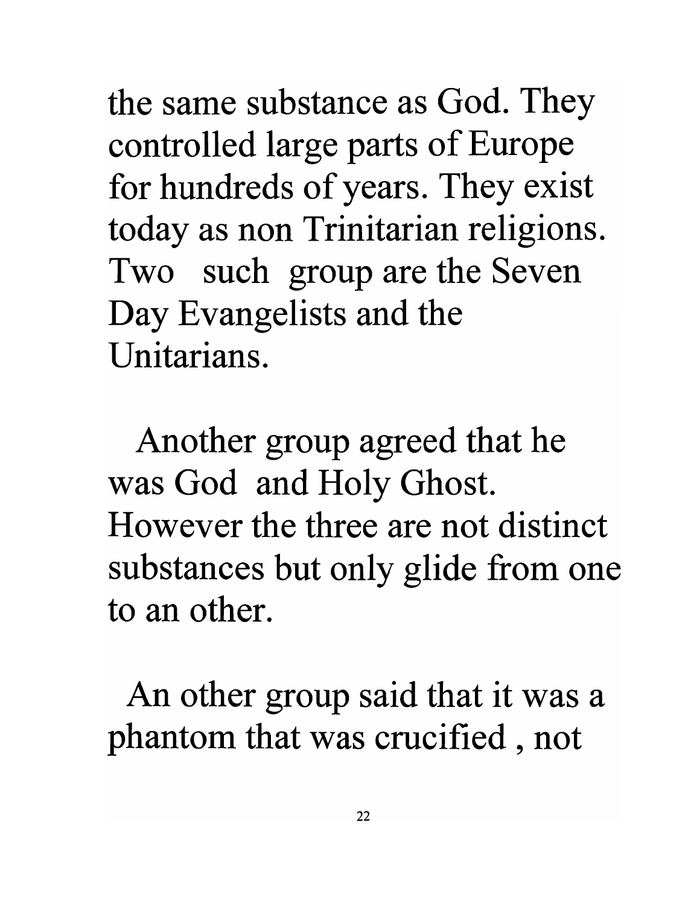the same substance as God. They controlled large parts of Europe for hundreds of years. They exist today as non Trinitarian religions. Two such group are the Seven Day Evangelists and the Unitarians.

Another group agreed that he was God and Holy Ghost. However the three are not distinct substances but only glide from one to an other.

An other group said that it was a phantom that was crucified , not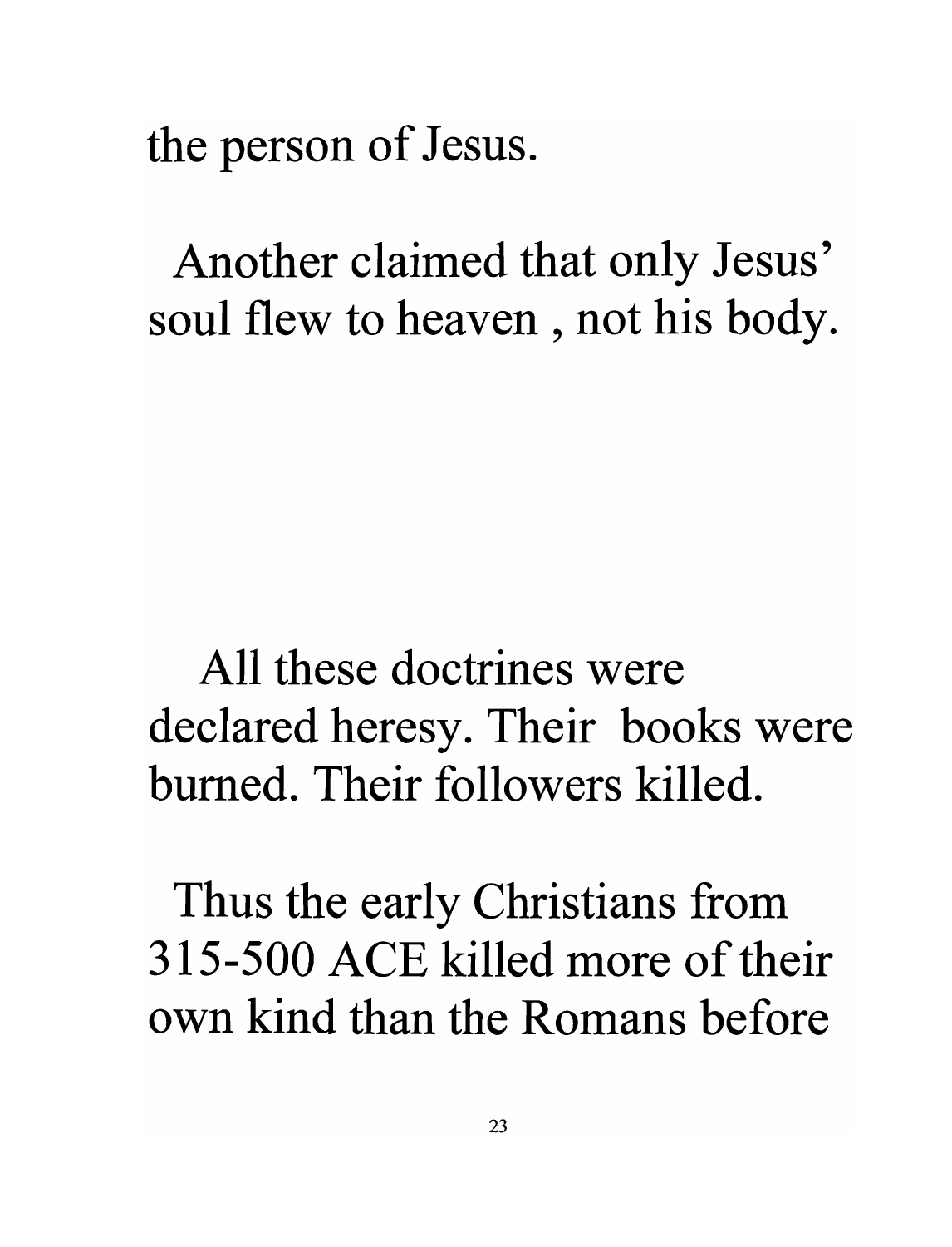the person of Jesus.

Another claimed that only Jesus' soul flew to heaven , not his body.

All these doctrines were declared heresy. Their books were burned. Their followers killed.

Thus the early Christians from 315-500 ACE killed more of their own kind than the Romans before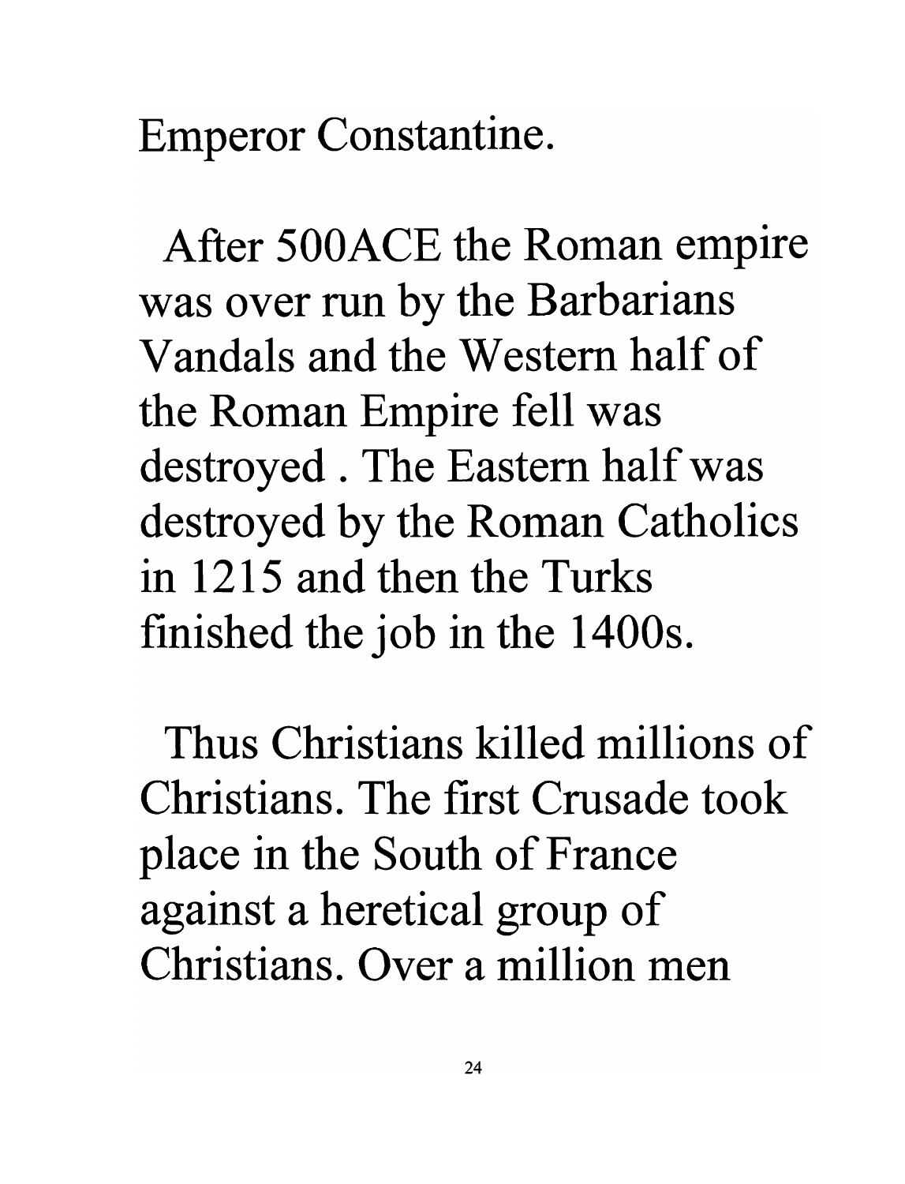Emperor Constantine.

After 500ACE the Roman empire was over run by the Barbarians Vandals and the Western half of the Roman Empire fell was destroyed . The Eastern half was destroyed by the Roman Catholics in 1215 and then the Turks finished the job in the 1400s.

Thus Christians killed millions of Christians. The first Crusade took place in the South of France against a heretical group of Christians. Over a million men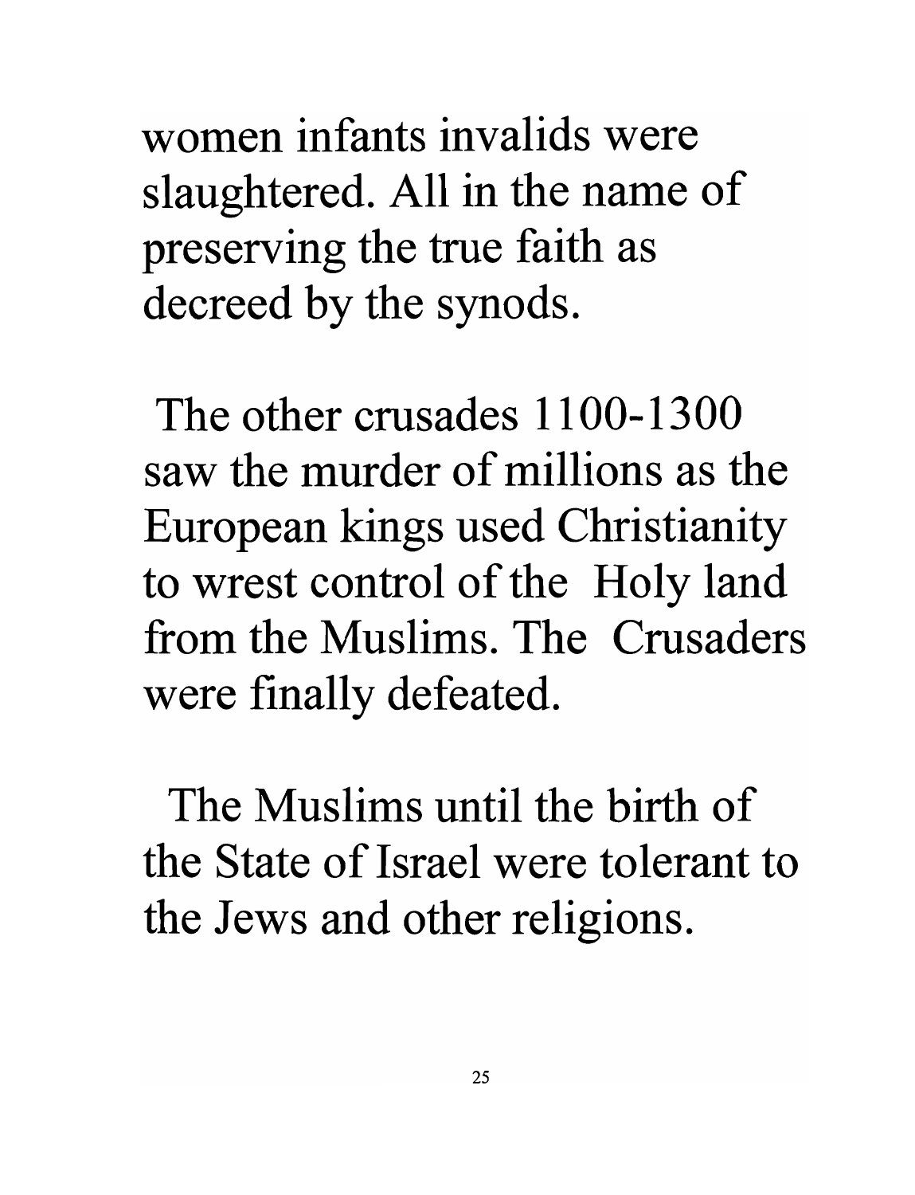women infants invalids were slaughtered. All in the name of preserving the true faith as decreed by the synods.

The other crusades 1100-1300 saw the murder of millions as the European kings used Christianity to wrest control of the Holy land from the Muslims. The Crusaders were finally defeated.

The Muslims until the birth of the State of Israel were tolerant to the Jews and other religions.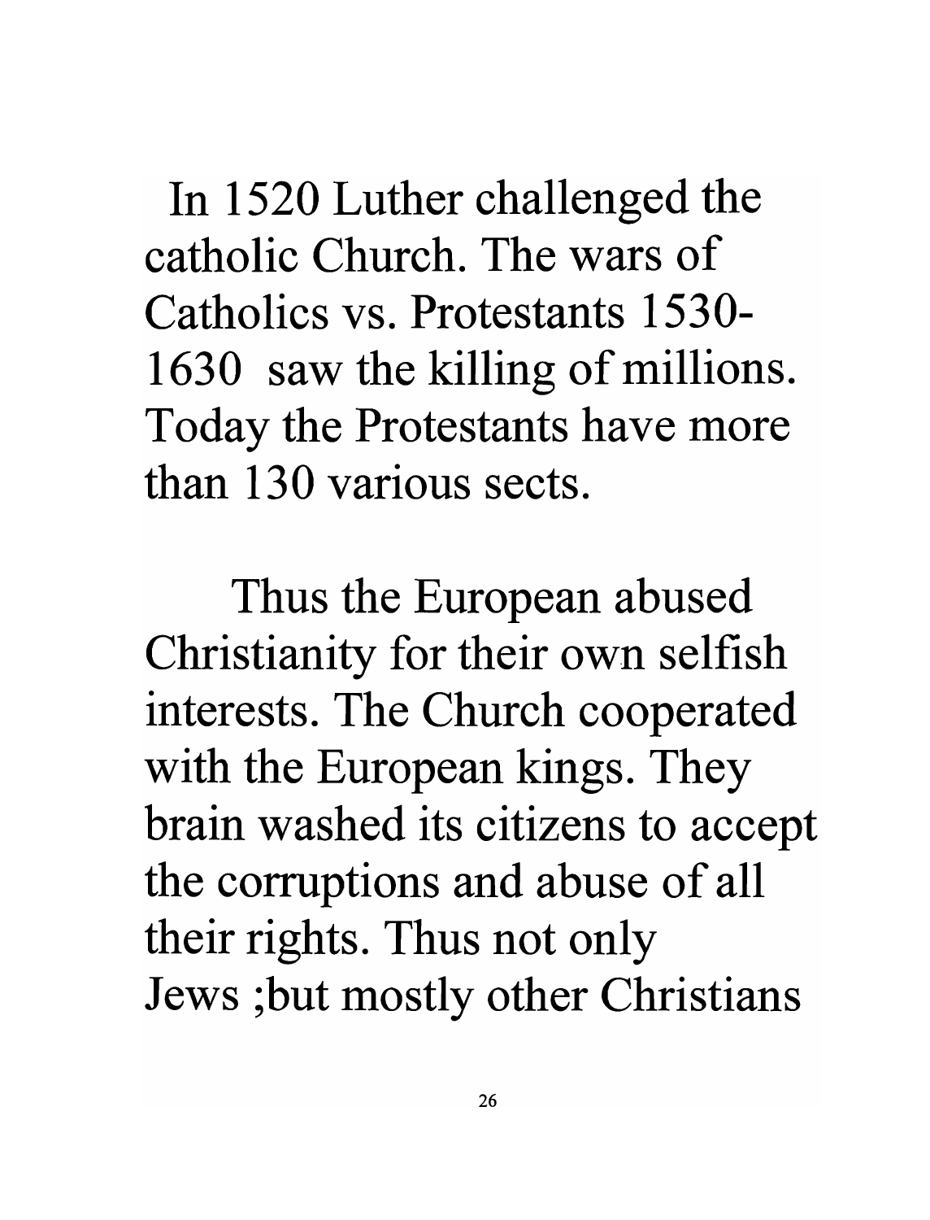In 1520 Luther challenged the catholic Church. The wars of Catholics vs. Protestants 1530-1630 saw the killing of millions. Today the Protestants have more than 130 various sects.

Thus the European abused Christianity for their own selfish interests. The Church cooperated with the European kings. They brain washed its citizens to accept the corruptions and abuse of all their rights. Thus not only Jews ;but mostly other Christians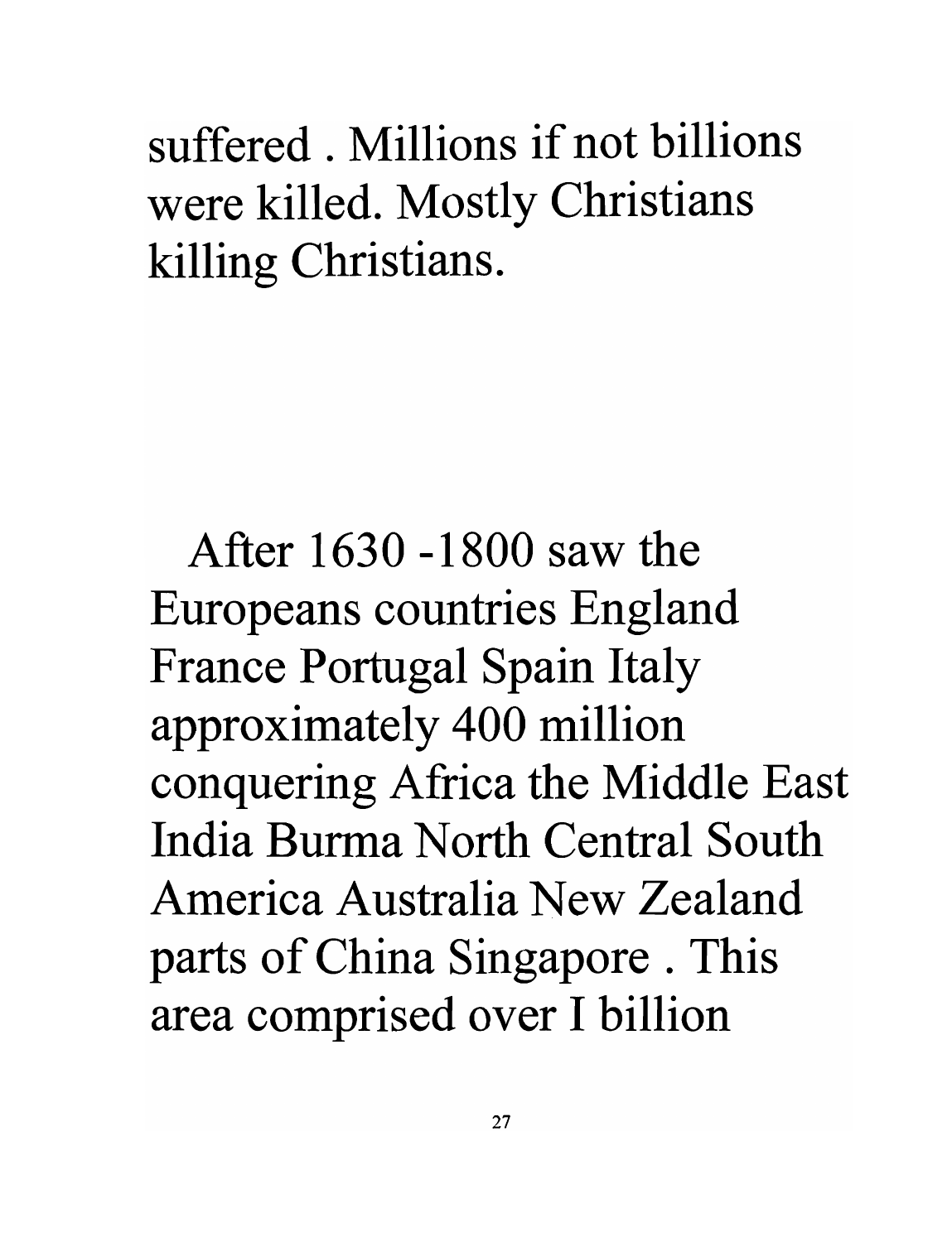suffered . Millions if not billions were killed. Mostly Christians killing Christians.

After 1630 -1800 saw the Europeans countries England France Portugal Spain Italy approximately 400 million conquering Africa the Middle East India Burma North Central South America Australia New Zealand parts of China Singapore . This area comprised over I billion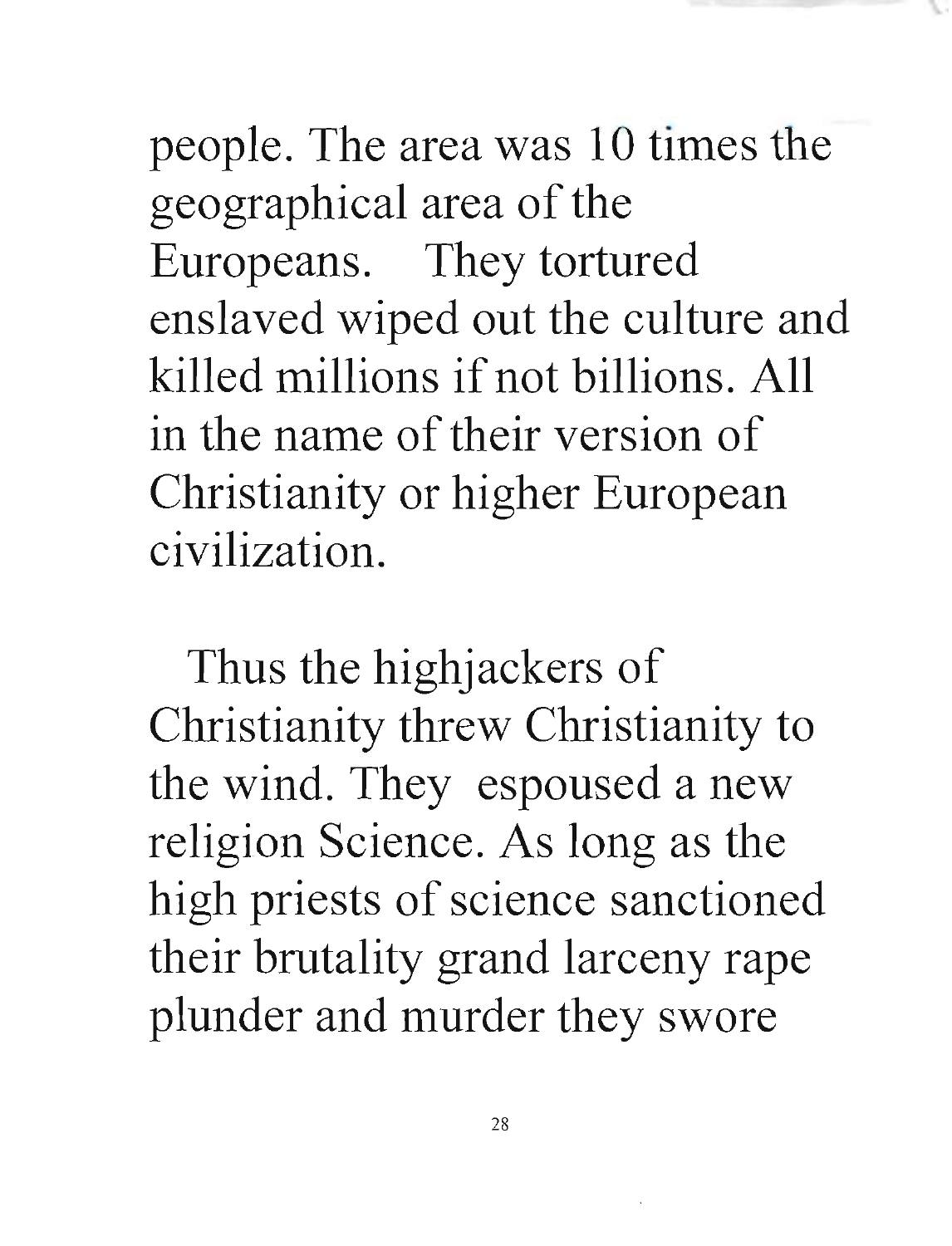people. The area was 10 times the geographical area of the Europeans. They tortured enslaved wiped out the culture and killed millions if not billions. All in the name of their version of Christianity or higher European civilization.

Thus the highjackers of Christianity threw Christianity to the wind. They espoused a new religion Science. As long as the high priests of science sanctioned their brutality grand larceny rape plunder and murder they swore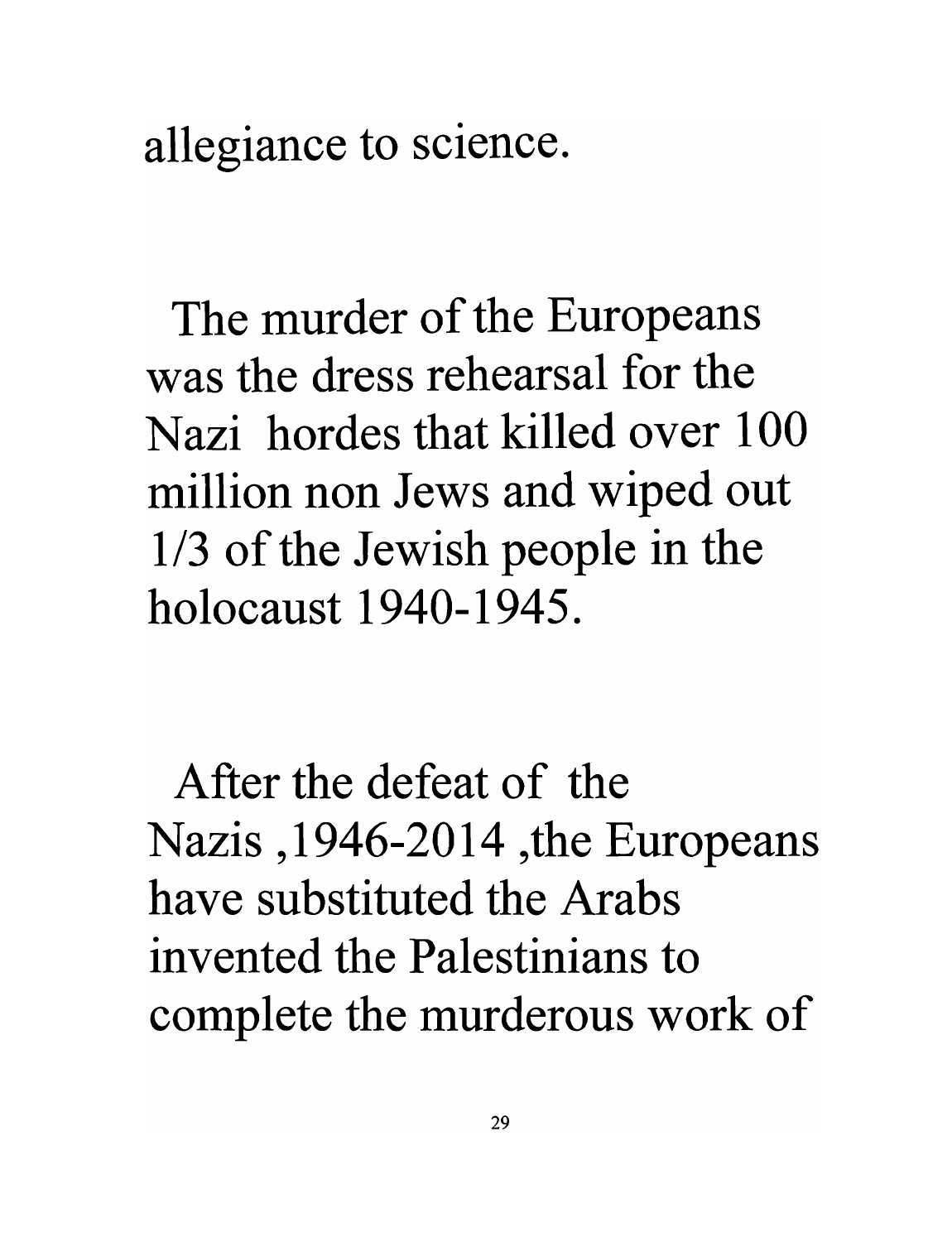allegiance to science.

The murder of the Europeans was the dress rehearsal for the Nazi hordes that killed over 100 million non Jews and wiped out 1/3 of the Jewish people in the holocaust 1940-1945.

After the defeat of the Nazis ,1946-2014 ,the Europeans have substituted the Arabs invented the Palestinians to complete the murderous work of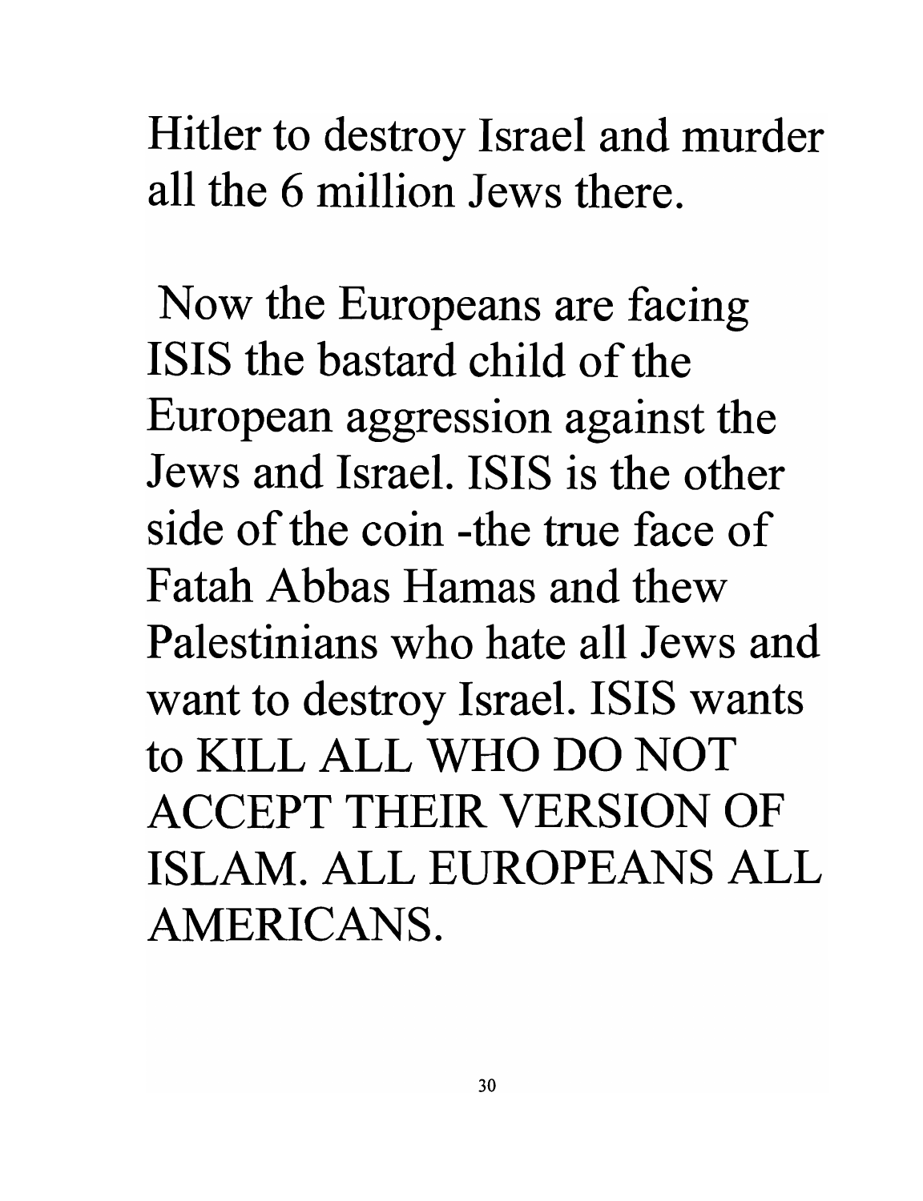Hitler to destroy Israel and murder all the 6 million Jews there.

Now the Europeans are facing ISIS the bastard child of the European aggression against the Jews and Israel. ISIS is the other side of the coin -the true face of Fatah Abbas Hamas and thew Palestinians who hate all Jews and want to destroy Israel. ISIS wants to KILL ALL WHO DO NOT ACCEPT THEIR VERSION OF ISLAM. ALL EUROPEANS ALL AMERICANS.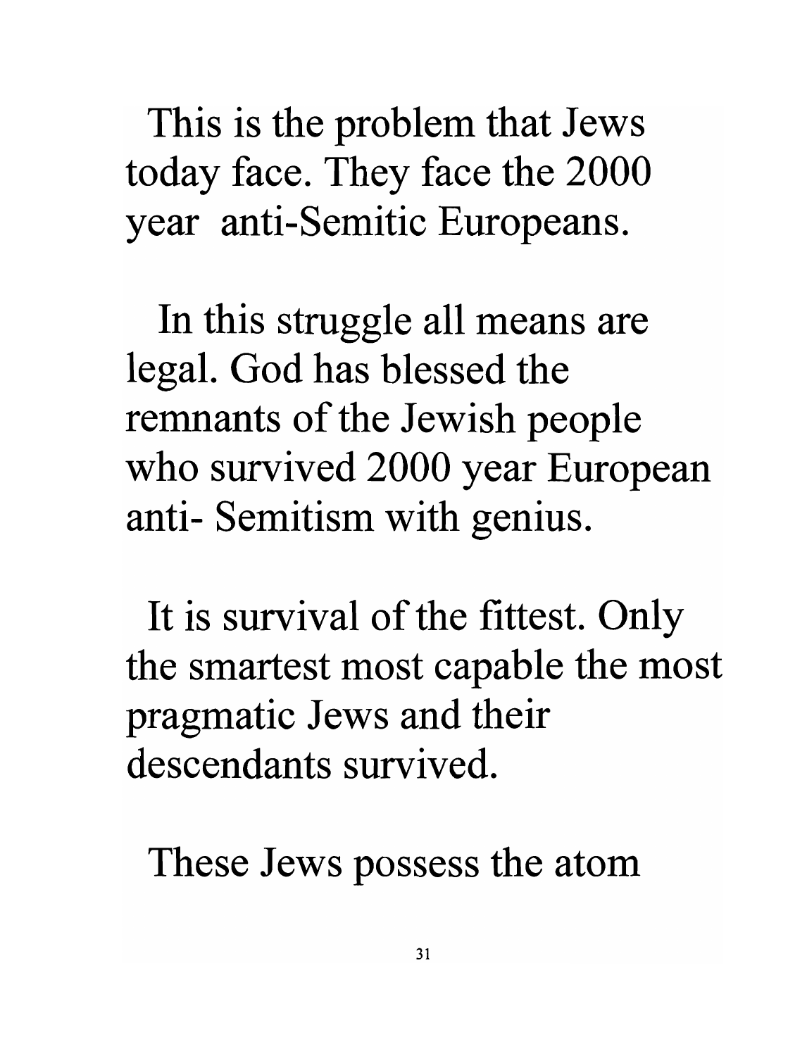This is the problem that Jews today face. They face the 2000 year anti-Semitic Europeans.

In this struggle all means are legal. God has blessed the remnants of the Jewish people who survived 2000 year European anti- Semitism with genius.

It is survival of the fittest. Only the smartest most capable the most pragmatic Jews and their descendants survived.

These Jews possess the atom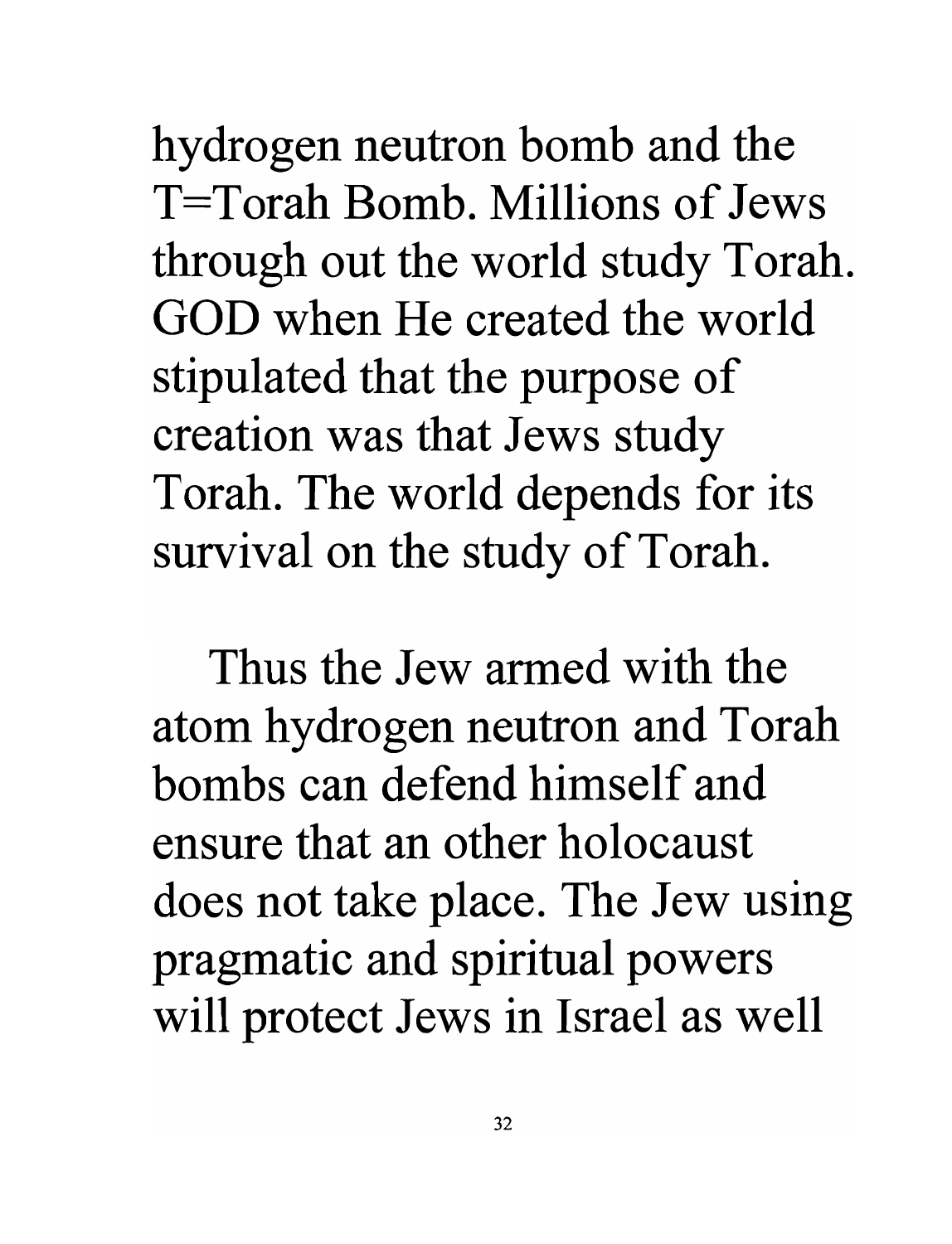hydrogen neutron bomb and the T=Torah Bomb. Millions of Jews through out the world study Torah. GOD when He created the world stipulated that the purpose of creation was that Jews study Torah. The world depends for its survival on the study of Torah.

Thus the Jew armed with the atom hydrogen neutron and Torah bombs can defend himself and ensure that an other holocaust does not take place. The Jew using pragmatic and spiritual powers will protect Jews in Israel as well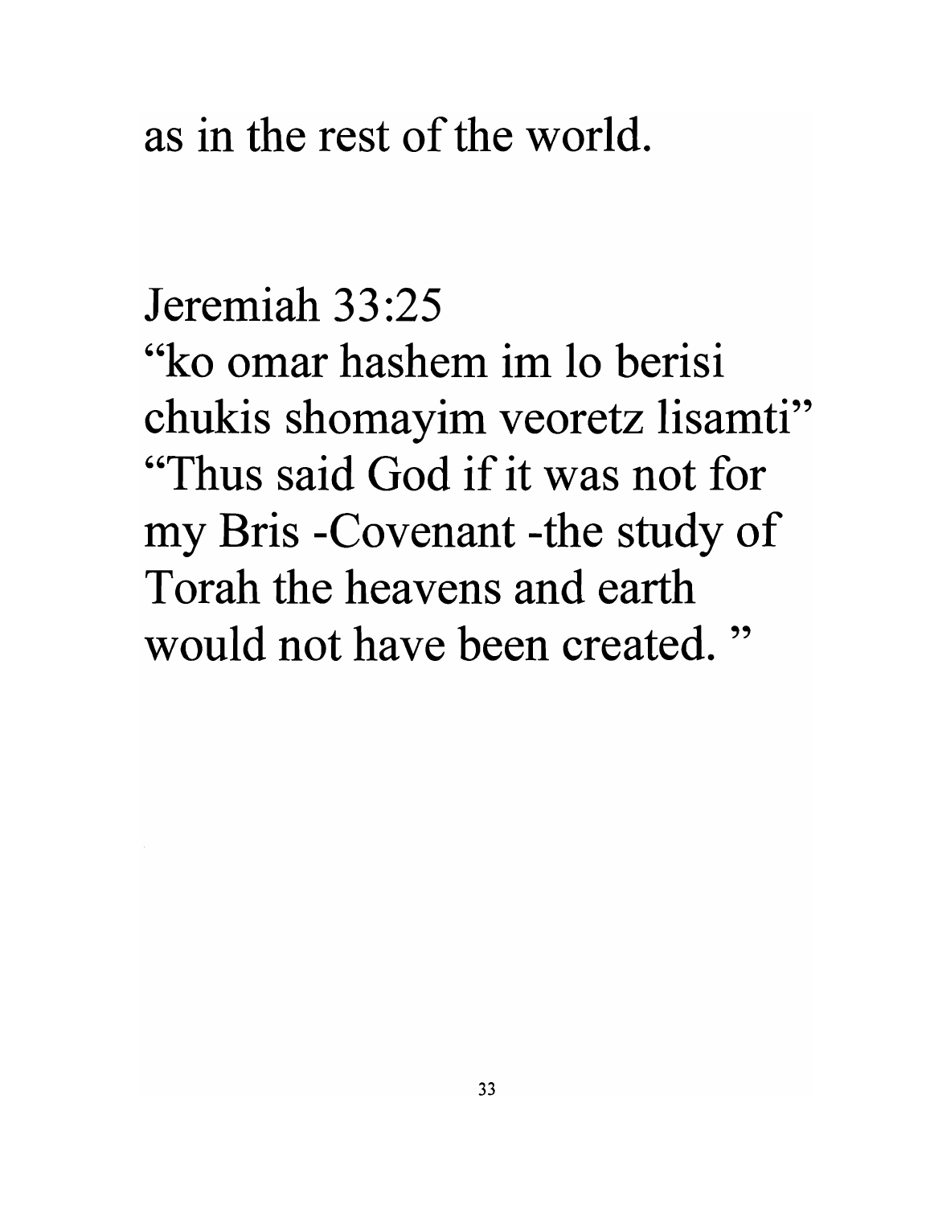as in the rest of the world.

Jeremiah 33:25
"ko omar hashem im lo berisi chukis shomayim veoretz lisamti"
"Thus said God if it was not for my Bris -Covenant -the study of Torah the heavens and earth would not have been created. "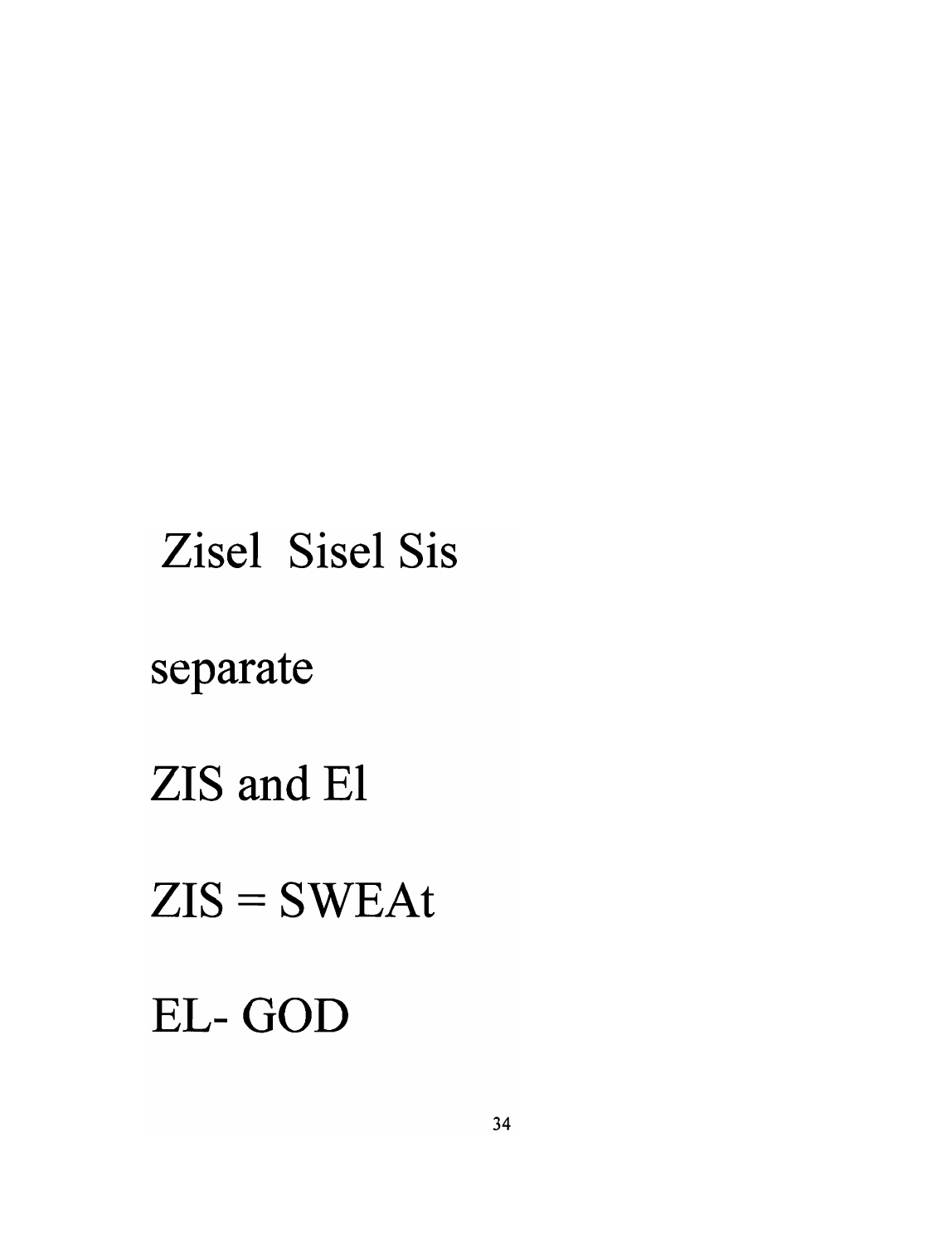Zisel  Sisel Sis

separate

ZIS and El

ZIS = SWEAt

EL- GOD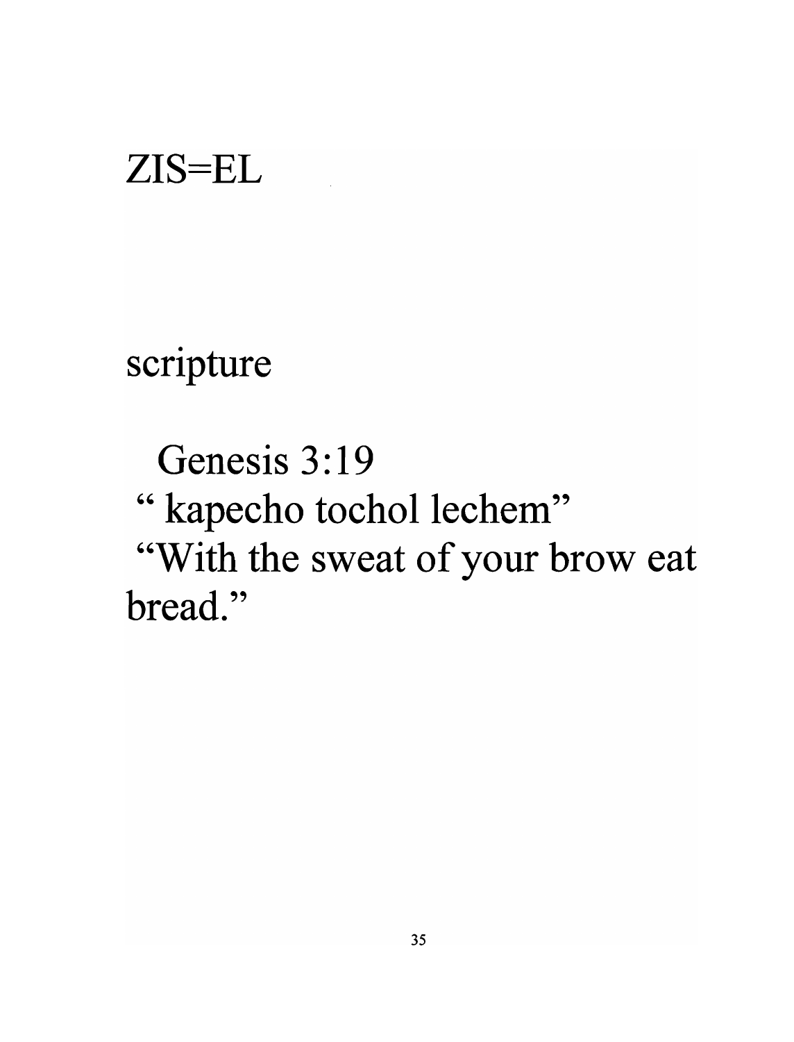# ZIS=EL

scripture

Genesis 3:19
" kapecho tochol lechem"
"With the sweat of your brow eat bread."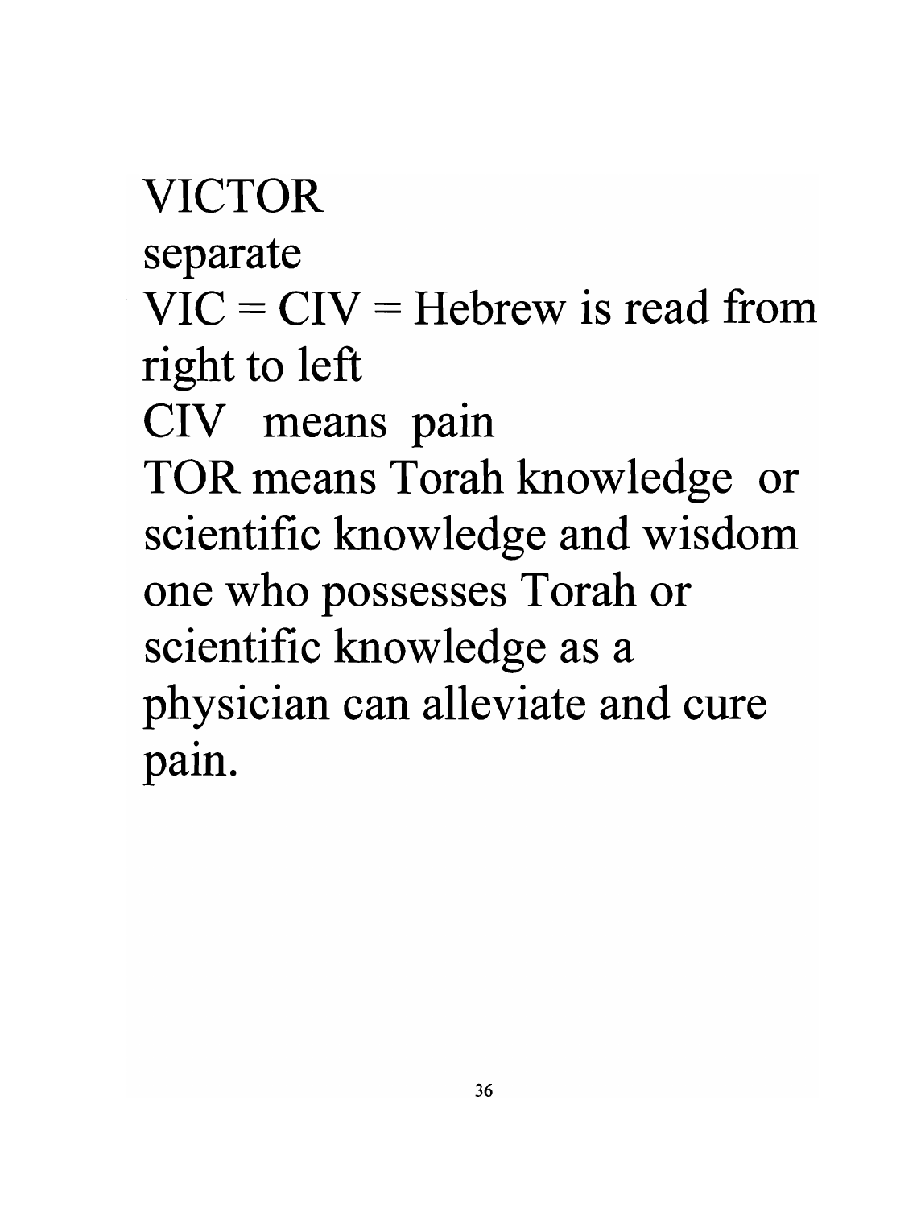VICTOR
separate
VIC = CIV = Hebrew is read from right to left
CIV means pain
TOR means Torah knowledge or scientific knowledge and wisdom one who possesses Torah or scientific knowledge as a physician can alleviate and cure pain.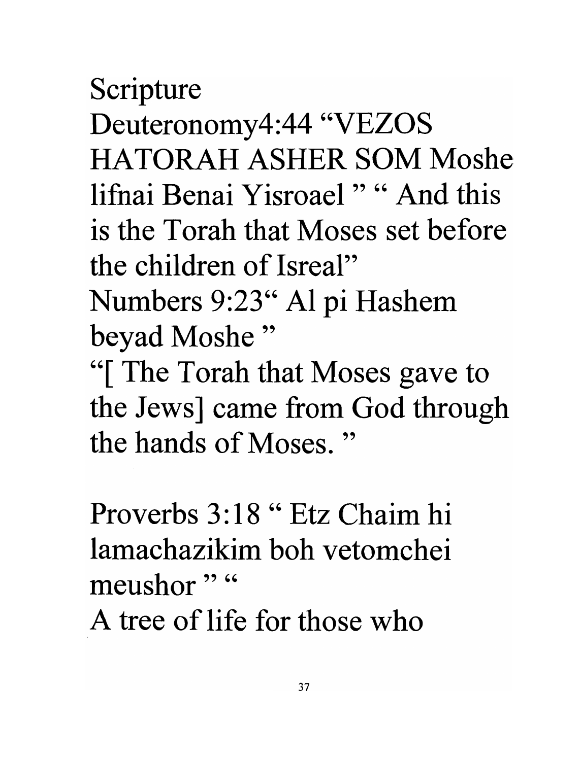Scripture

Deuteronomy4:44 “VEZOS HATORAH ASHER SOM Moshe lifnai Benai Yisroael ” “ And this is the Torah that Moses set before the children of Isreal”

Numbers 9:23“ Al pi Hashem beyad Moshe ”

“[ The Torah that Moses gave to the Jews] came from God through the hands of Moses. ”

Proverbs 3:18 “ Etz Chaim hi lamachazikim boh vetomchei meushor ” “

A tree of life for those who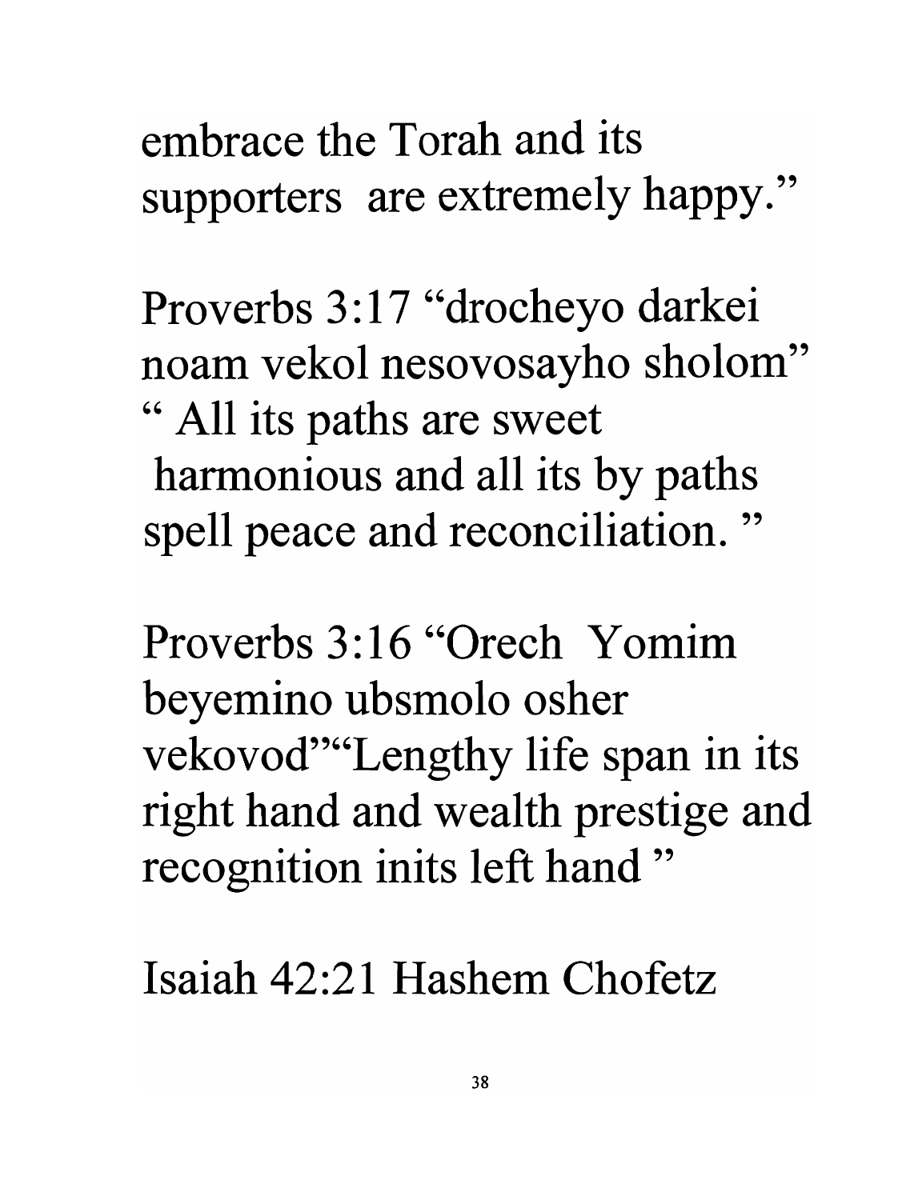embrace the Torah and its supporters are extremely happy."

Proverbs 3:17 "drocheyo darkei noam vekol nesovosayho sholom" " All its paths are sweet harmonious and all its by paths spell peace and reconciliation. "

Proverbs 3:16 "Orech Yomim beyemino ubsmolo osher vekovod""Lengthy life span in its right hand and wealth prestige and recognition inits left hand "

Isaiah 42:21 Hashem Chofetz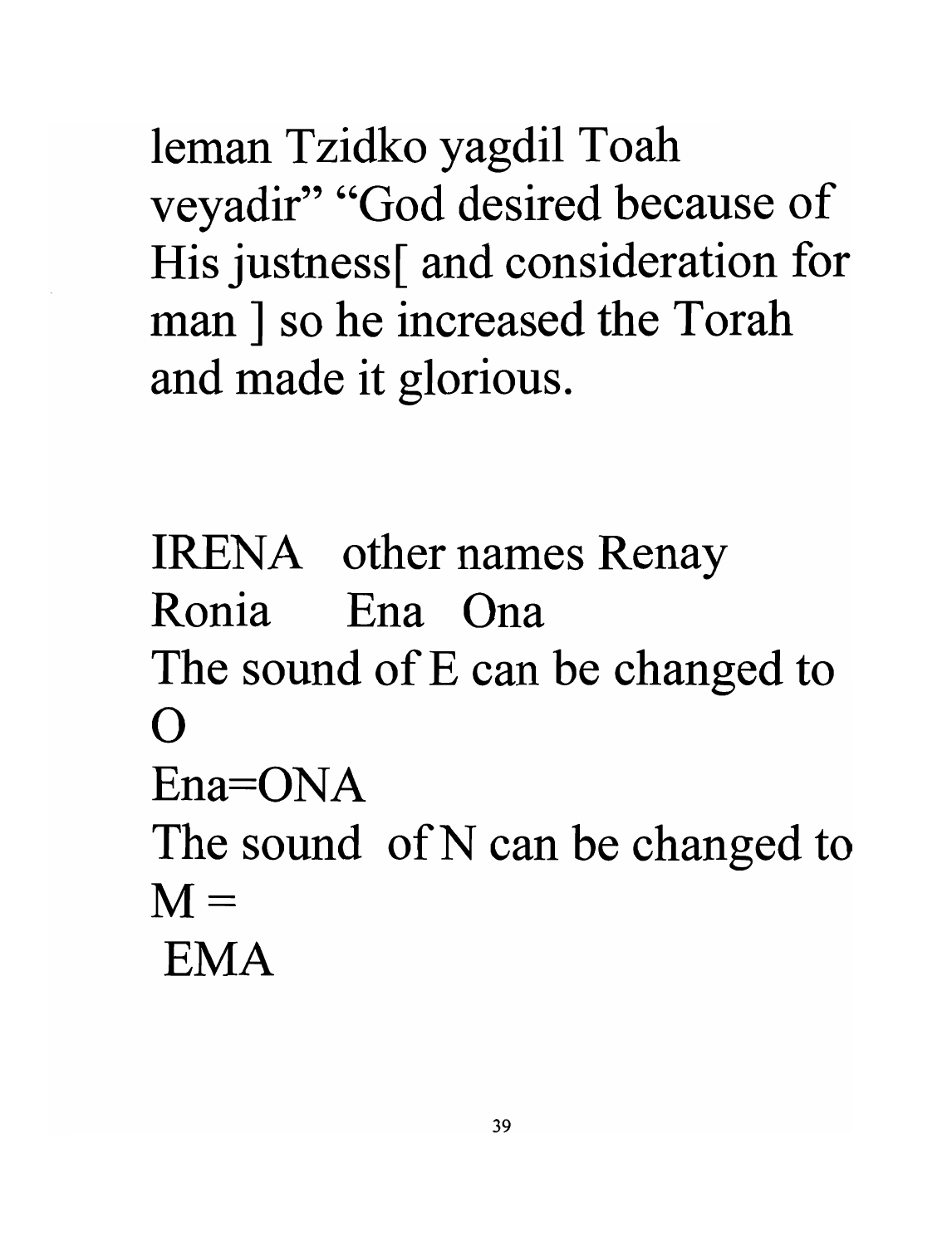leman Tzidko yagdil Toah veyadir" "God desired because of His justness[ and consideration for man ] so he increased the Torah and made it glorious.

IRENA other names Renay Ronia Ena Ona

The sound of E can be changed to O

Ena=ONA

The sound of N can be changed to M =

EMA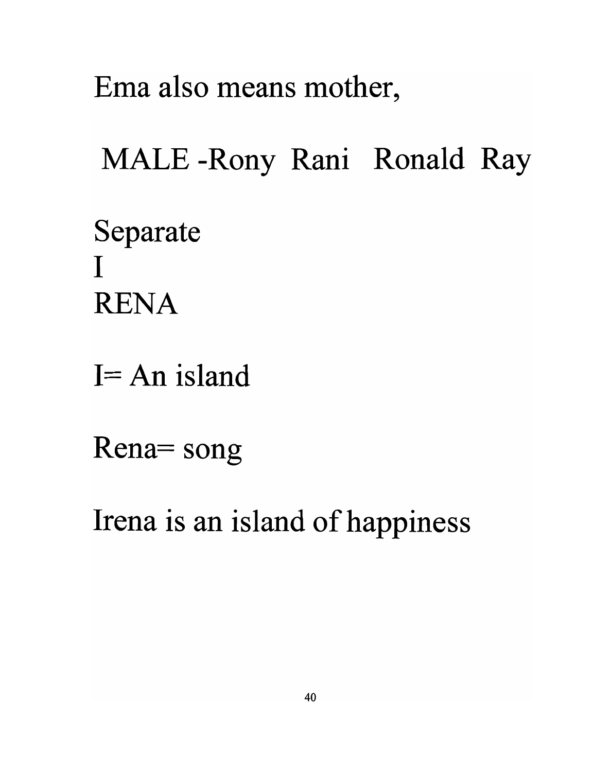Ema also means mother,

MALE -Rony Rani Ronald Ray

Separate
I
RENA

I= An island

Rena= song

Irena is an island of happiness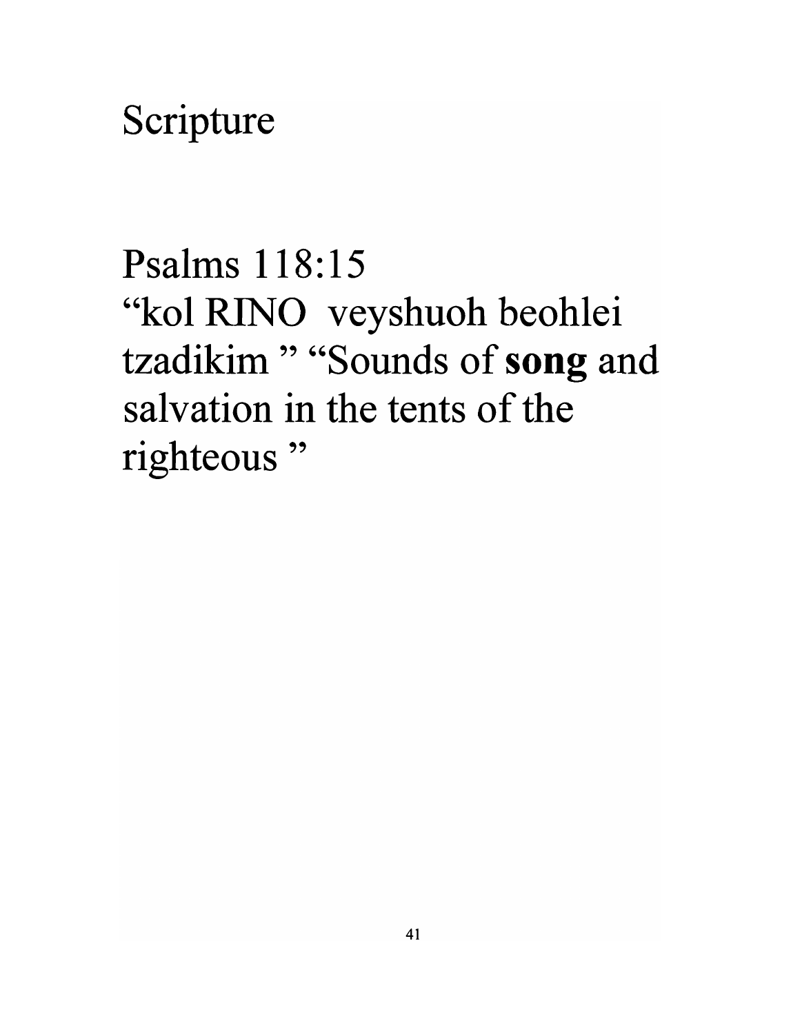# Scripture

Psalms 118:15
"kol RINO veyshuoh beohlei tzadikim " "Sounds of **song** and salvation in the tents of the righteous "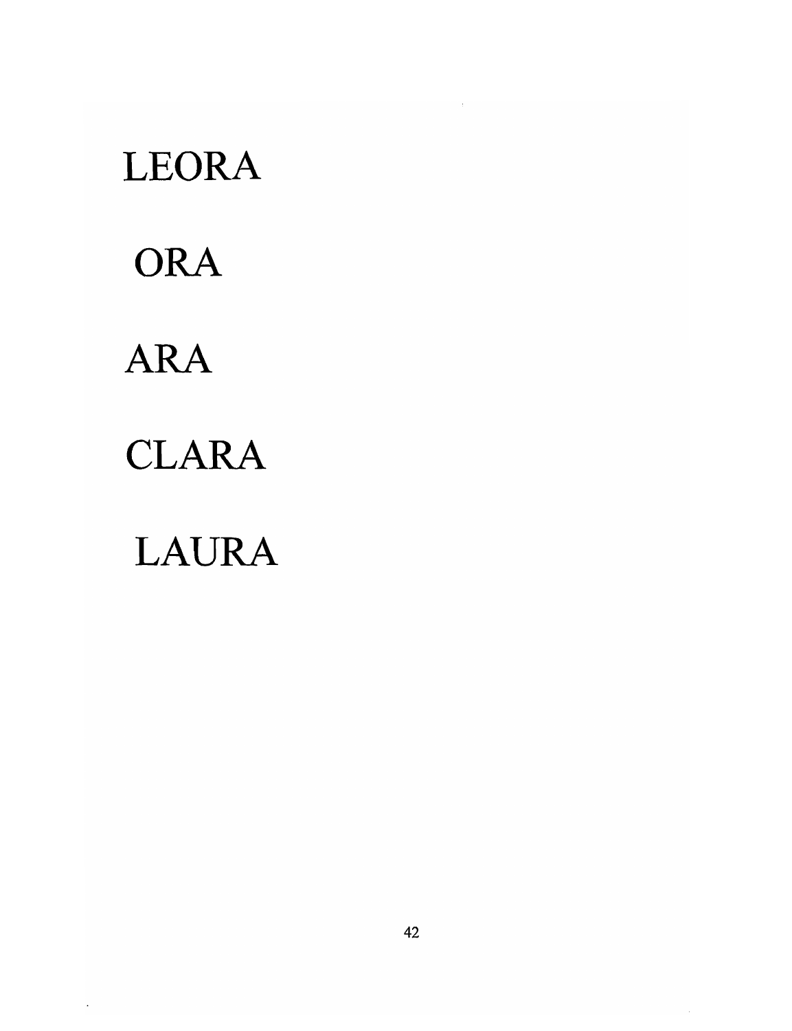LEORA

ORA

ARA

CLARA

LAURA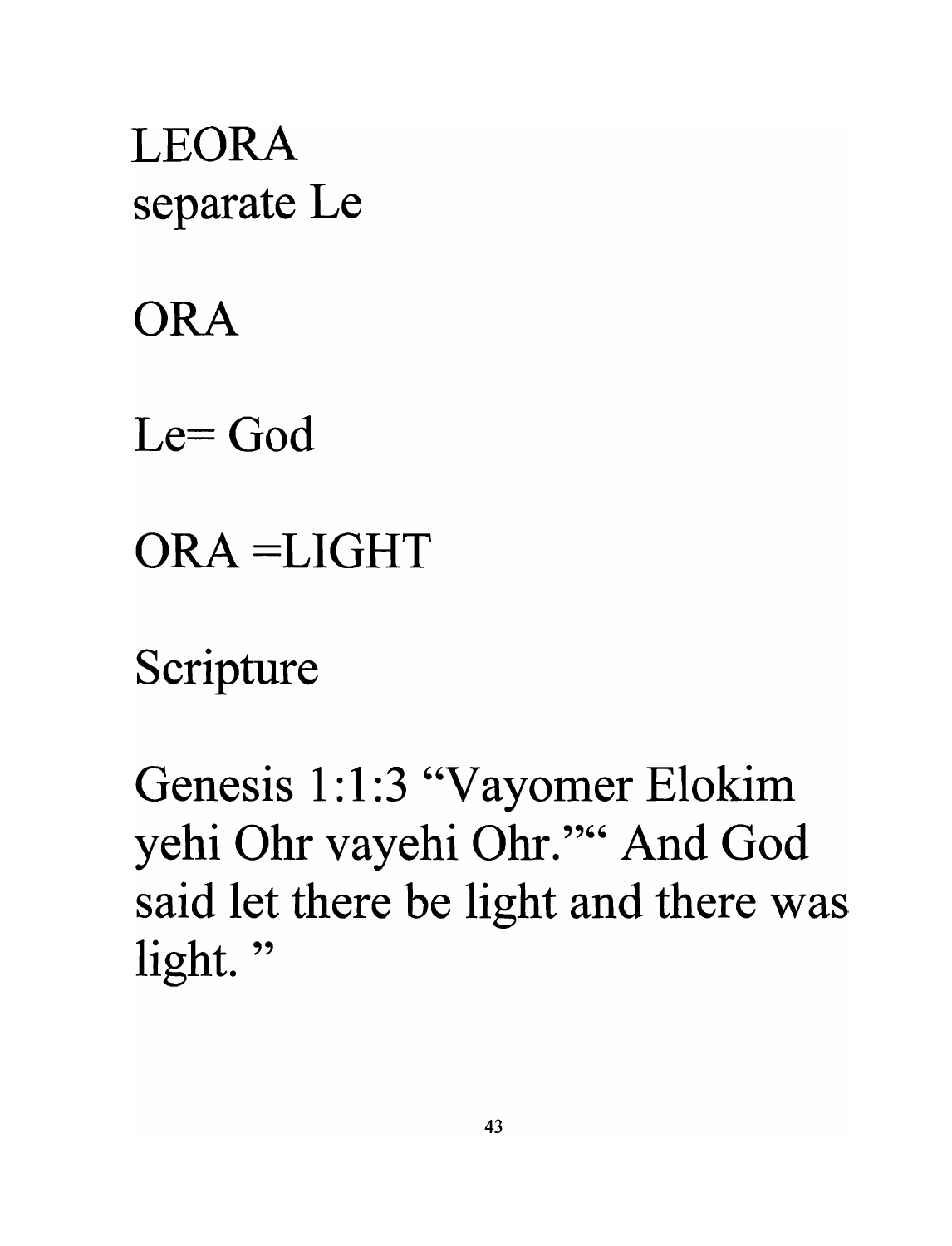LEORA
separate Le

ORA

Le= God

ORA =LIGHT

Scripture

Genesis 1:1:3 "Vayomer Elokim yehi Ohr vayehi Ohr."" And God said let there be light and there was light. "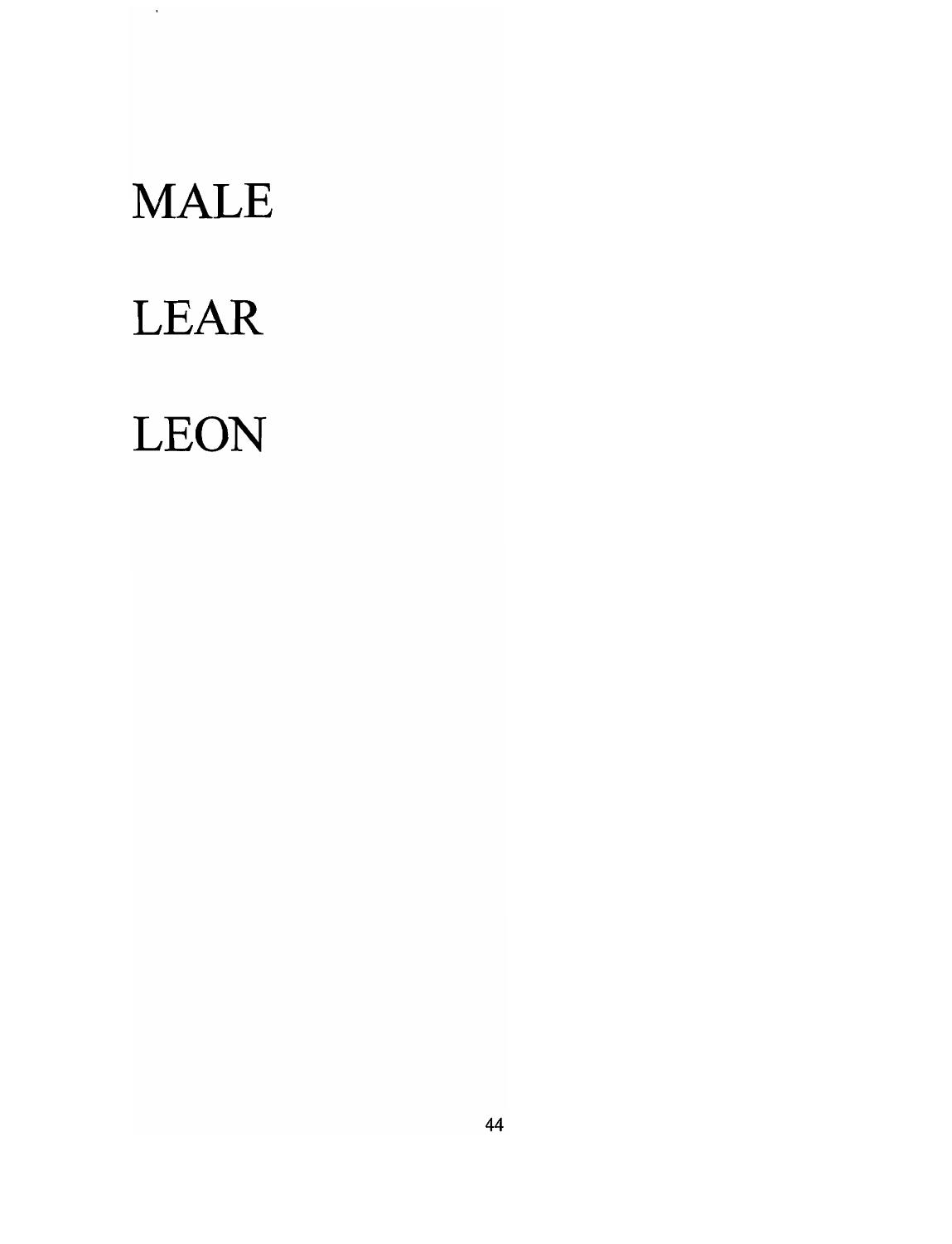MALE

LEAR

LEON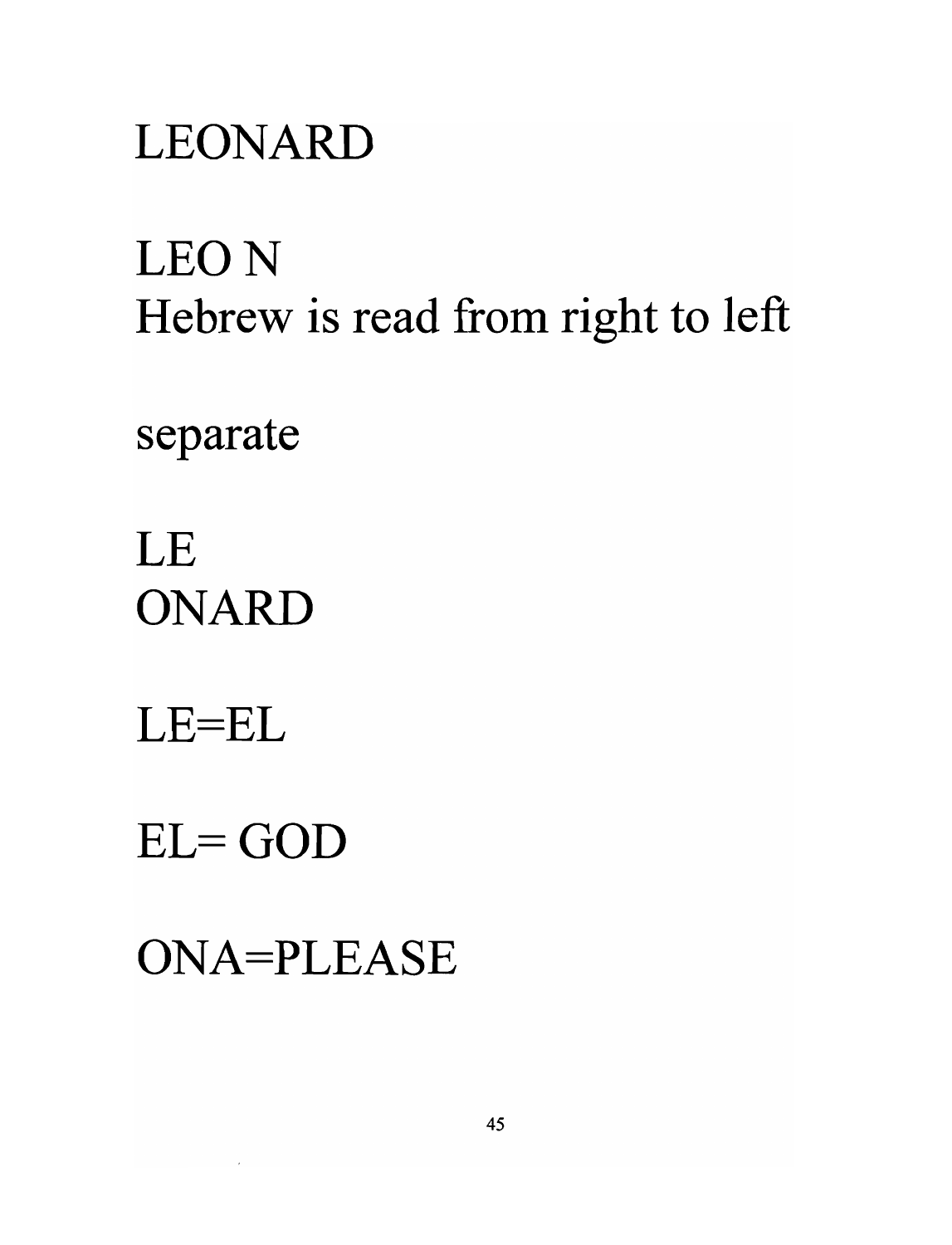LEONARD

LEO N
Hebrew is read from right to left

separate

LE
ONARD

LE=EL

EL= GOD

ONA=PLEASE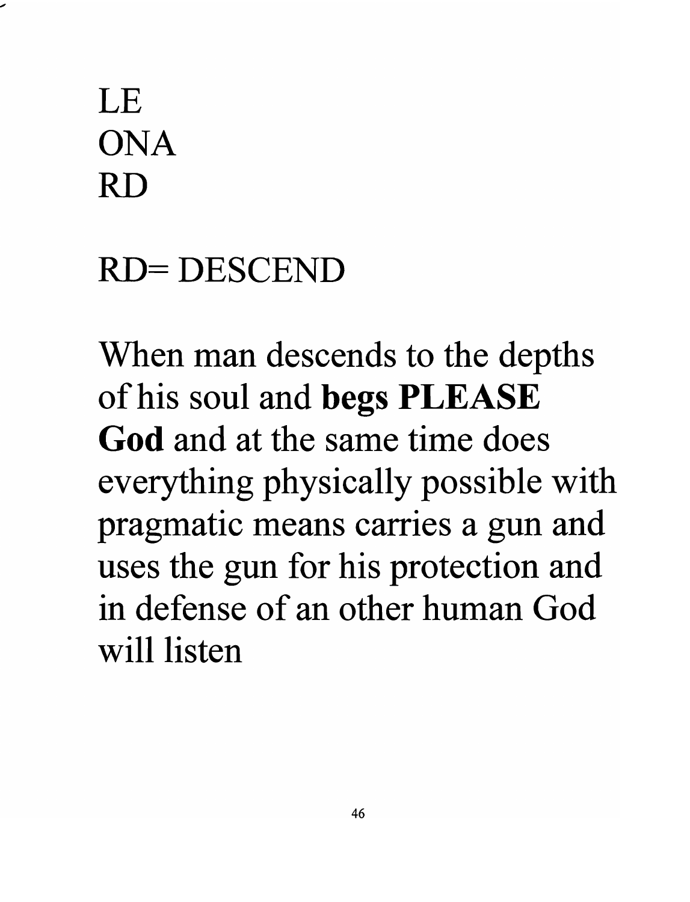LE
ONA
RD

RD= DESCEND

When man descends to the depths of his soul and **begs PLEASE God** and at the same time does everything physically possible with pragmatic means carries a gun and uses the gun for his protection and in defense of an other human God will listen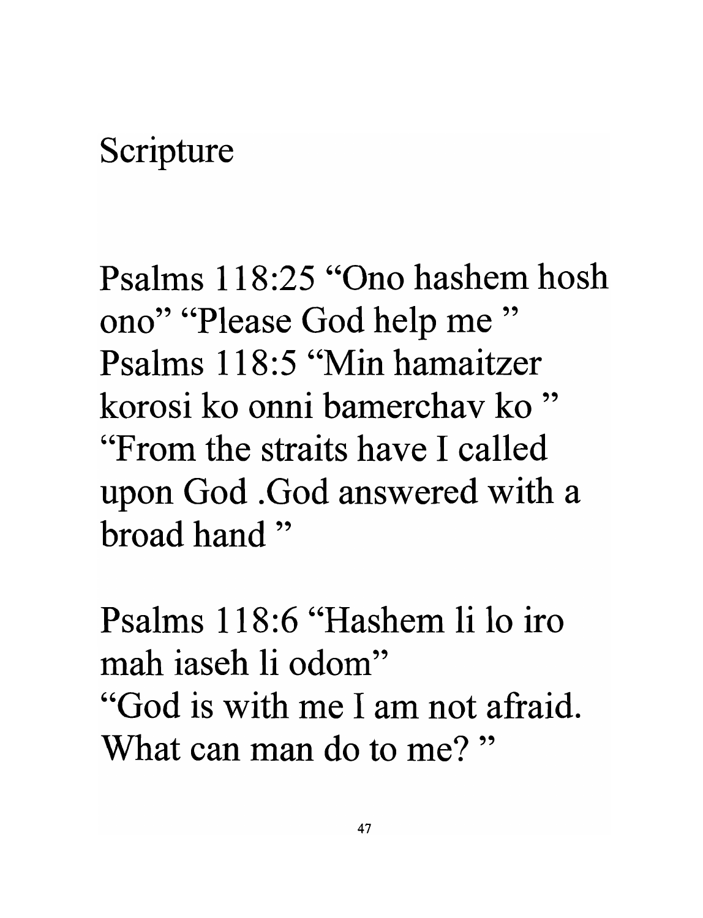# Scripture

Psalms 118:25 "Ono hashem hosh ono" "Please God help me "
Psalms 118:5 "Min hamaitzer korosi ko onni bamerchav ko "
"From the straits have I called upon God .God answered with a broad hand "

Psalms 118:6 "Hashem li lo iro mah iaseh li odom"
"God is with me I am not afraid. What can man do to me? "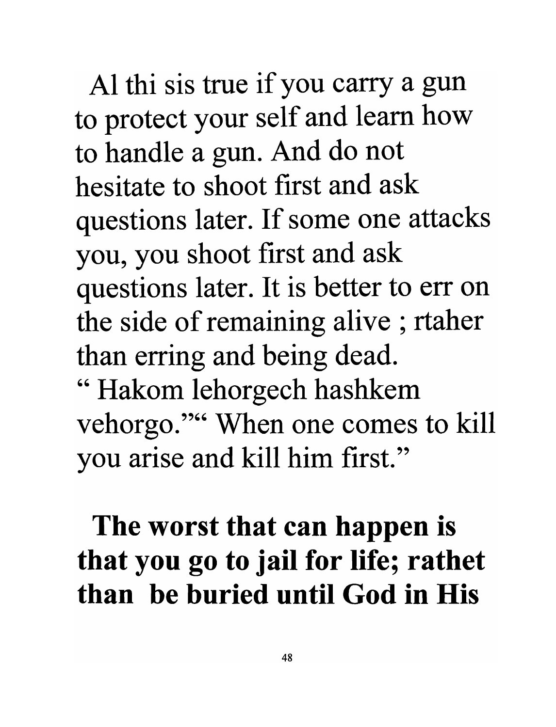Al thi sis true if you carry a gun to protect your self and learn how to handle a gun. And do not hesitate to shoot first and ask questions later. If some one attacks you, you shoot first and ask questions later. It is better to err on the side of remaining alive ; rtaher than erring and being dead. " Hakom lehorgech hashkem vehorgo."" When one comes to kill you arise and kill him first."

**The worst that can happen is that you go to jail for life; rathet than be buried until God in His**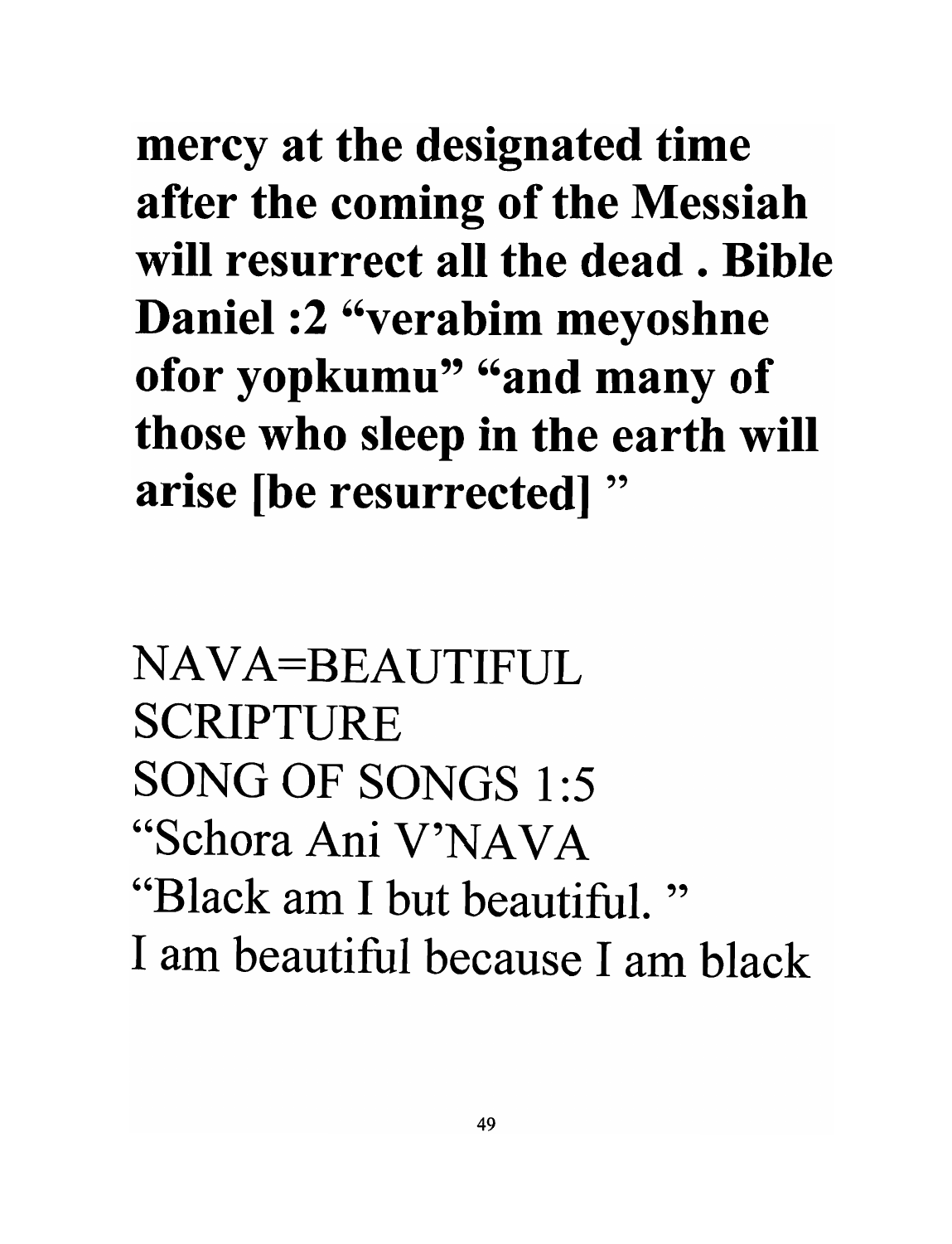**mercy at the designated time after the coming of the Messiah will resurrect all the dead . Bible Daniel :2 "verabim meyoshne ofor yopkumu" "and many of those who sleep in the earth will arise [be resurrected] "**

NAVA=BEAUTIFUL
SCRIPTURE
SONG OF SONGS 1:5
"Schora Ani V'NAVA
"Black am I but beautiful. "
I am beautiful because I am black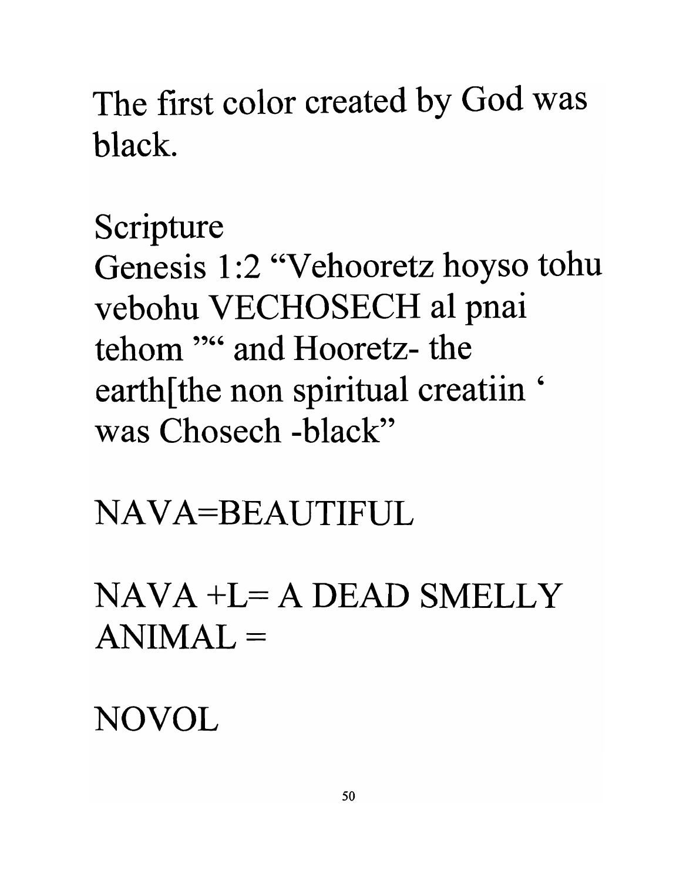The first color created by God was black.

Scripture
Genesis 1:2 “Vehooretz hoyso tohu vebohu VECHOSECH al pnai tehom ”“ and Hooretz- the earth[the non spiritual creatiin ‘ was Chosech -black”

NAVA=BEAUTIFUL

NAVA +L= A DEAD SMELLY ANIMAL =

NOVOL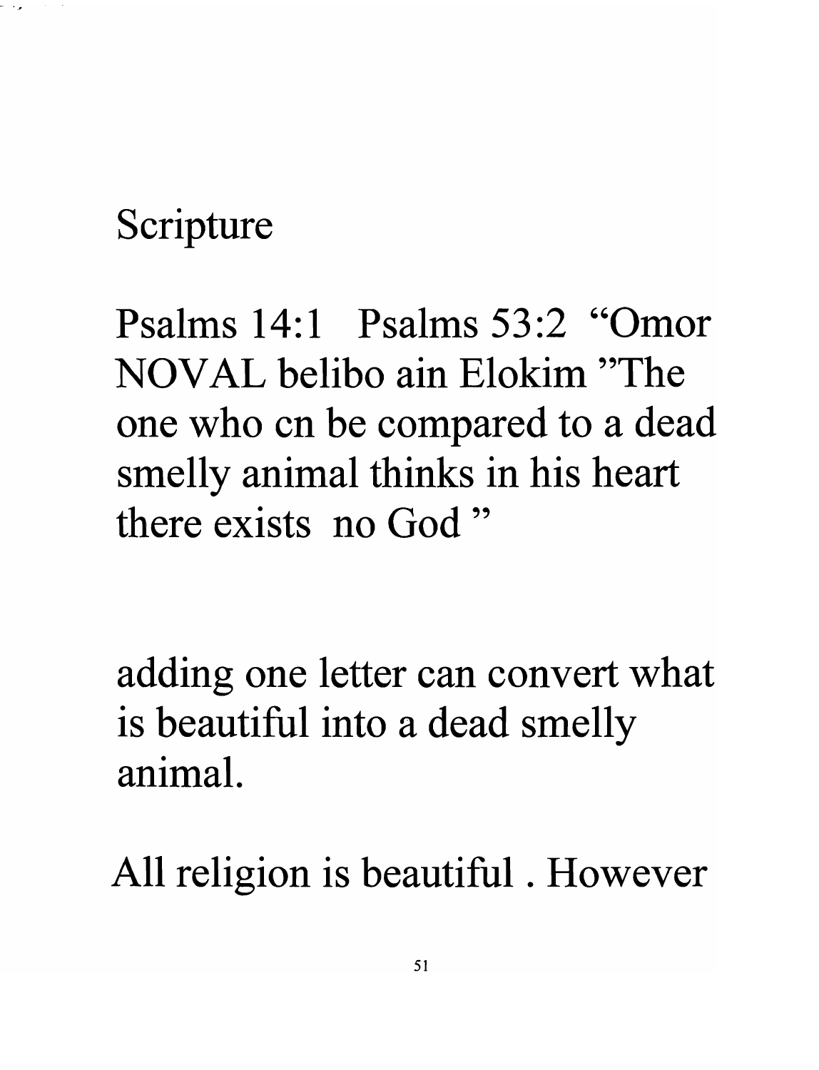Scripture

Psalms 14:1 Psalms 53:2 "Omor NOVAL belibo ain Elokim "The one who cn be compared to a dead smelly animal thinks in his heart there exists no God "

adding one letter can convert what is beautiful into a dead smelly animal.

All religion is beautiful . However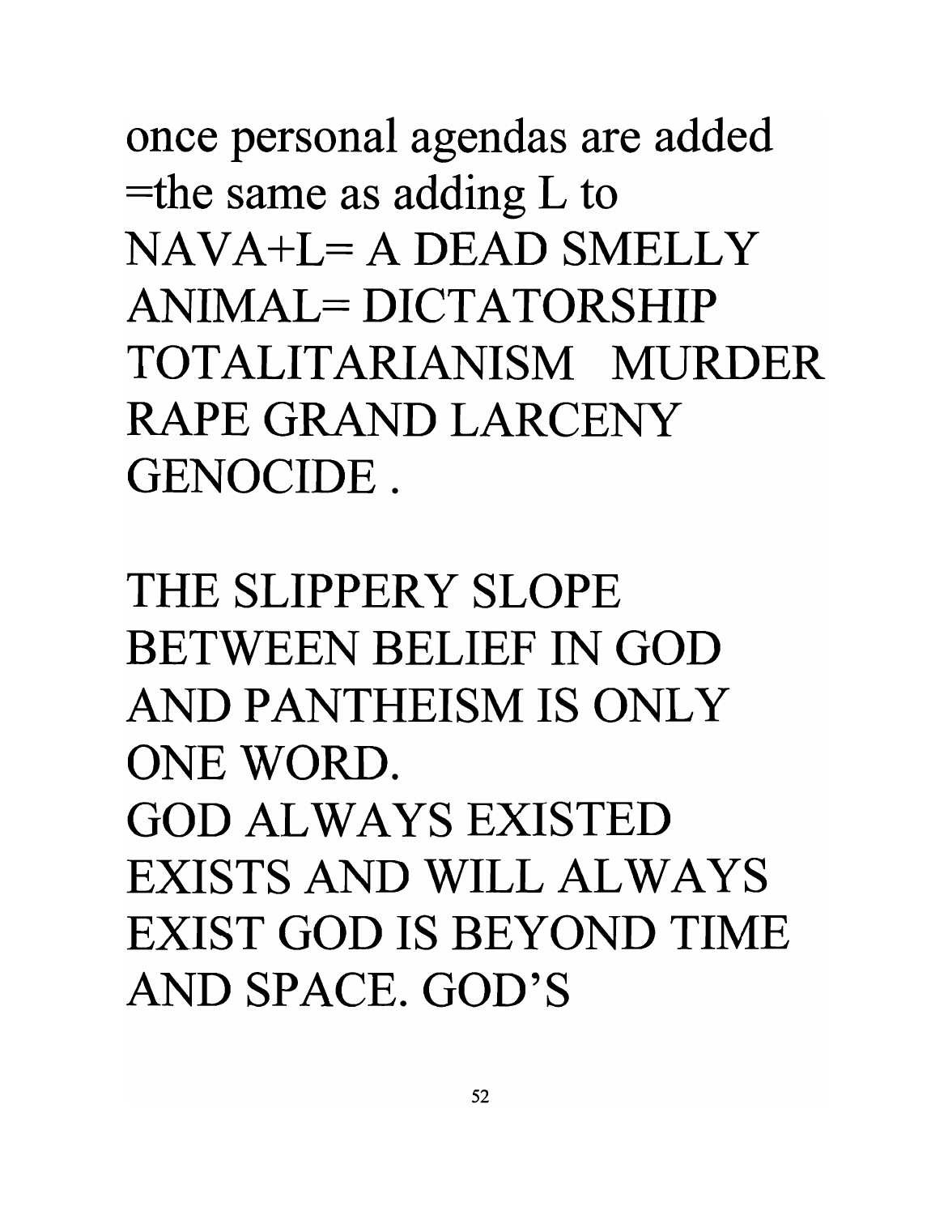once personal agendas are added =the same as adding L to NAVA+L= A DEAD SMELLY ANIMAL= DICTATORSHIP TOTALITARIANISM MURDER RAPE GRAND LARCENY GENOCIDE .

THE SLIPPERY SLOPE BETWEEN BELIEF IN GOD AND PANTHEISM IS ONLY ONE WORD.
GOD ALWAYS EXISTED EXISTS AND WILL ALWAYS EXIST GOD IS BEYOND TIME AND SPACE. GOD'S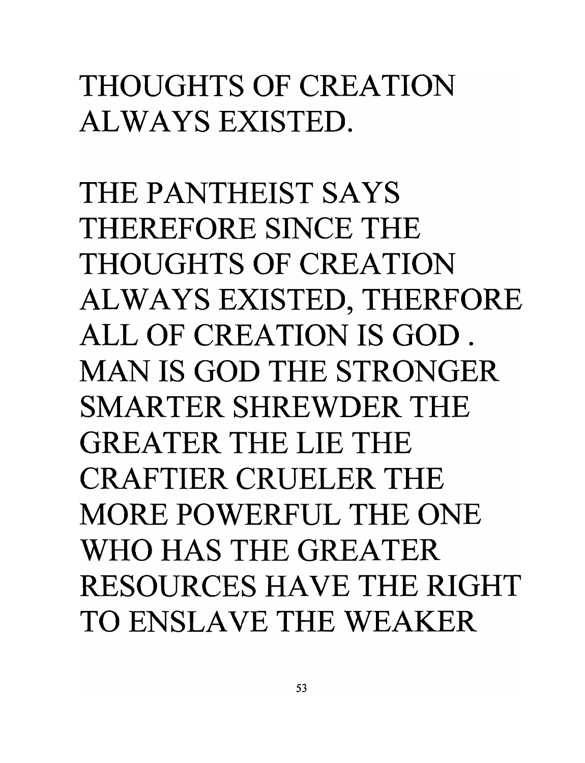THOUGHTS OF CREATION ALWAYS EXISTED.

THE PANTHEIST SAYS THEREFORE SINCE THE THOUGHTS OF CREATION ALWAYS EXISTED, THERFORE ALL OF CREATION IS GOD . MAN IS GOD THE STRONGER SMARTER SHREWDER THE GREATER THE LIE THE CRAFTIER CRUELER THE MORE POWERFUL THE ONE WHO HAS THE GREATER RESOURCES HAVE THE RIGHT TO ENSLAVE THE WEAKER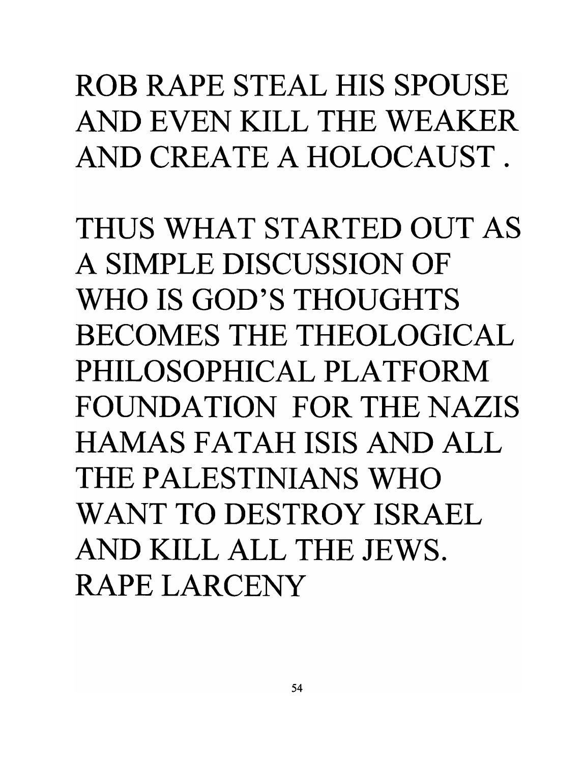ROB RAPE STEAL HIS SPOUSE AND EVEN KILL THE WEAKER AND CREATE A HOLOCAUST .

THUS WHAT STARTED OUT AS A SIMPLE DISCUSSION OF WHO IS GOD'S THOUGHTS BECOMES THE THEOLOGICAL PHILOSOPHICAL PLATFORM FOUNDATION FOR THE NAZIS HAMAS FATAH ISIS AND ALL THE PALESTINIANS WHO WANT TO DESTROY ISRAEL AND KILL ALL THE JEWS. RAPE LARCENY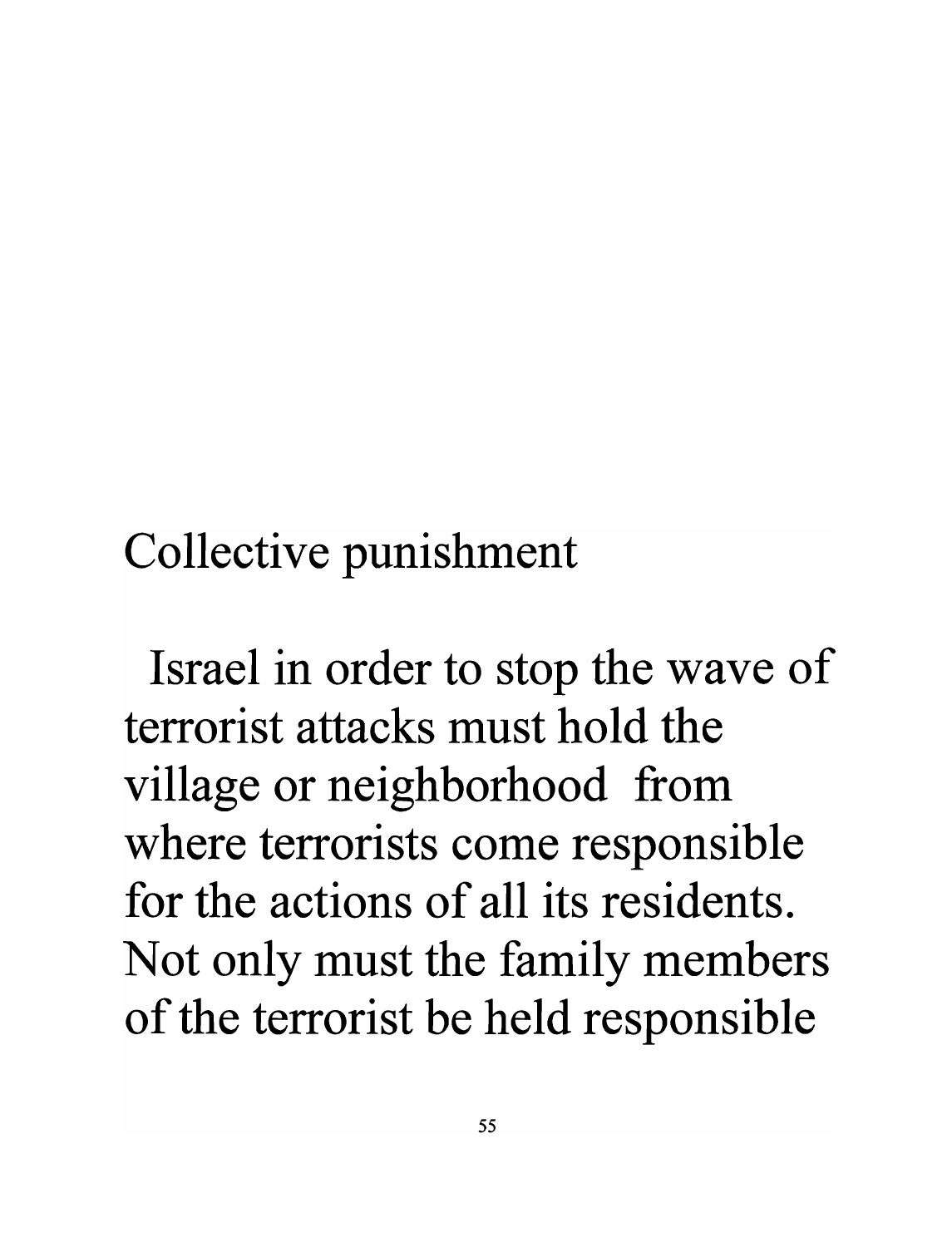# Collective punishment

Israel in order to stop the wave of terrorist attacks must hold the village or neighborhood from where terrorists come responsible for the actions of all its residents. Not only must the family members of the terrorist be held responsible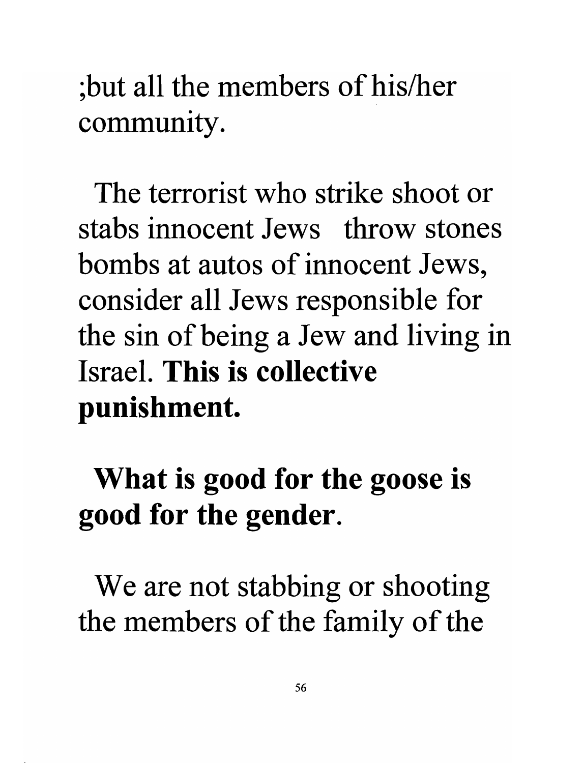;but all the members of his/her community.

The terrorist who strike shoot or stabs innocent Jews throw stones bombs at autos of innocent Jews, consider all Jews responsible for the sin of being a Jew and living in Israel. **This is collective punishment.**

**What is good for the goose is good for the gender**.

We are not stabbing or shooting the members of the family of the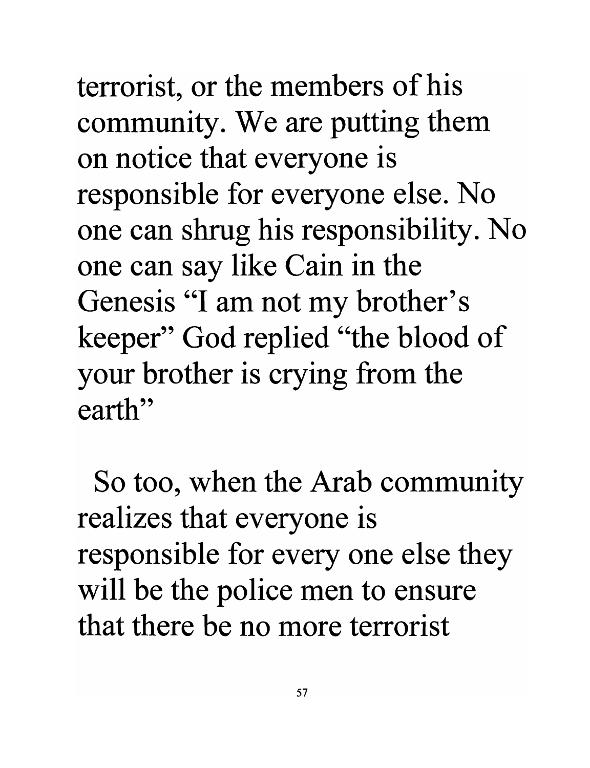terrorist, or the members of his community. We are putting them on notice that everyone is responsible for everyone else. No one can shrug his responsibility. No one can say like Cain in the Genesis "I am not my brother's keeper" God replied "the blood of your brother is crying from the earth"

So too, when the Arab community realizes that everyone is responsible for every one else they will be the police men to ensure that there be no more terrorist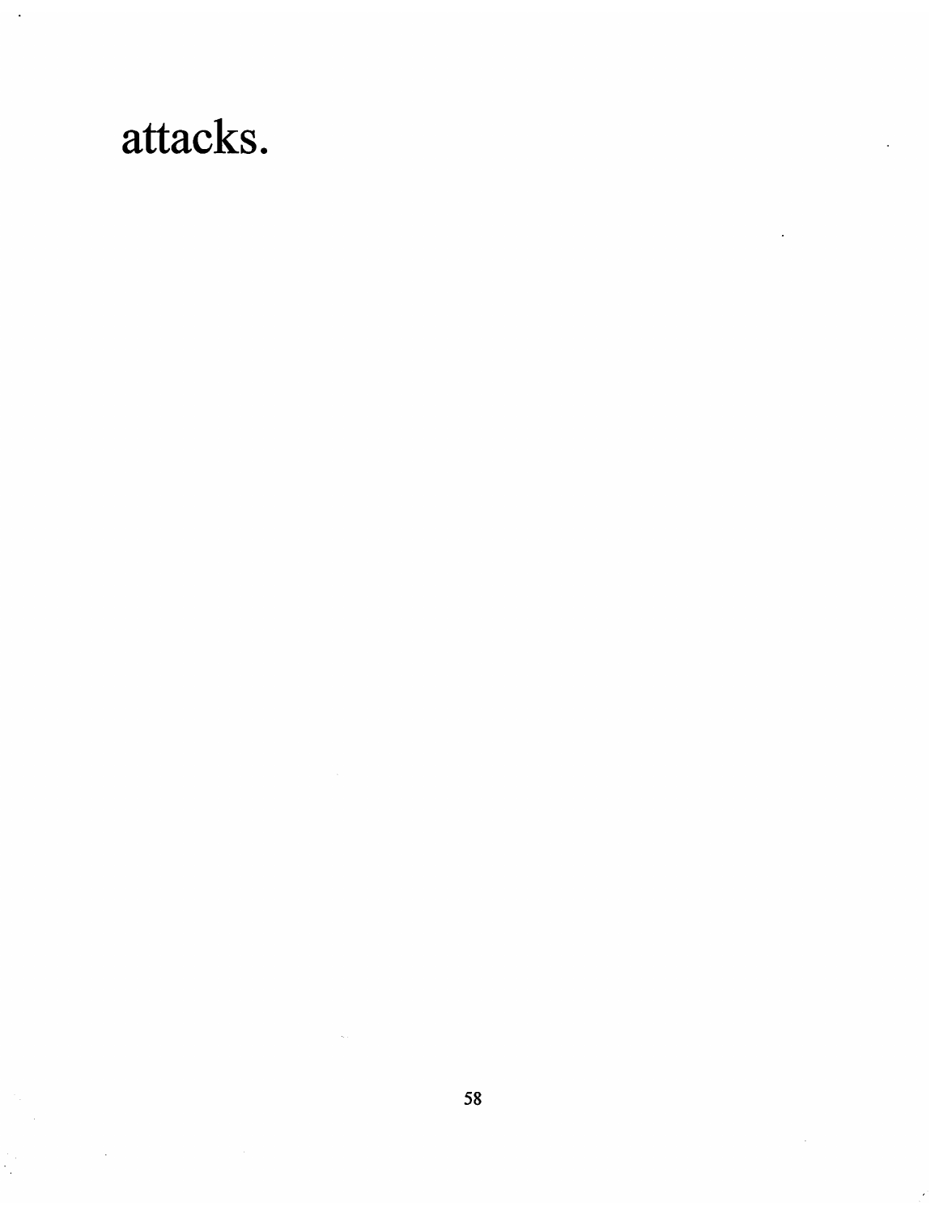attacks.